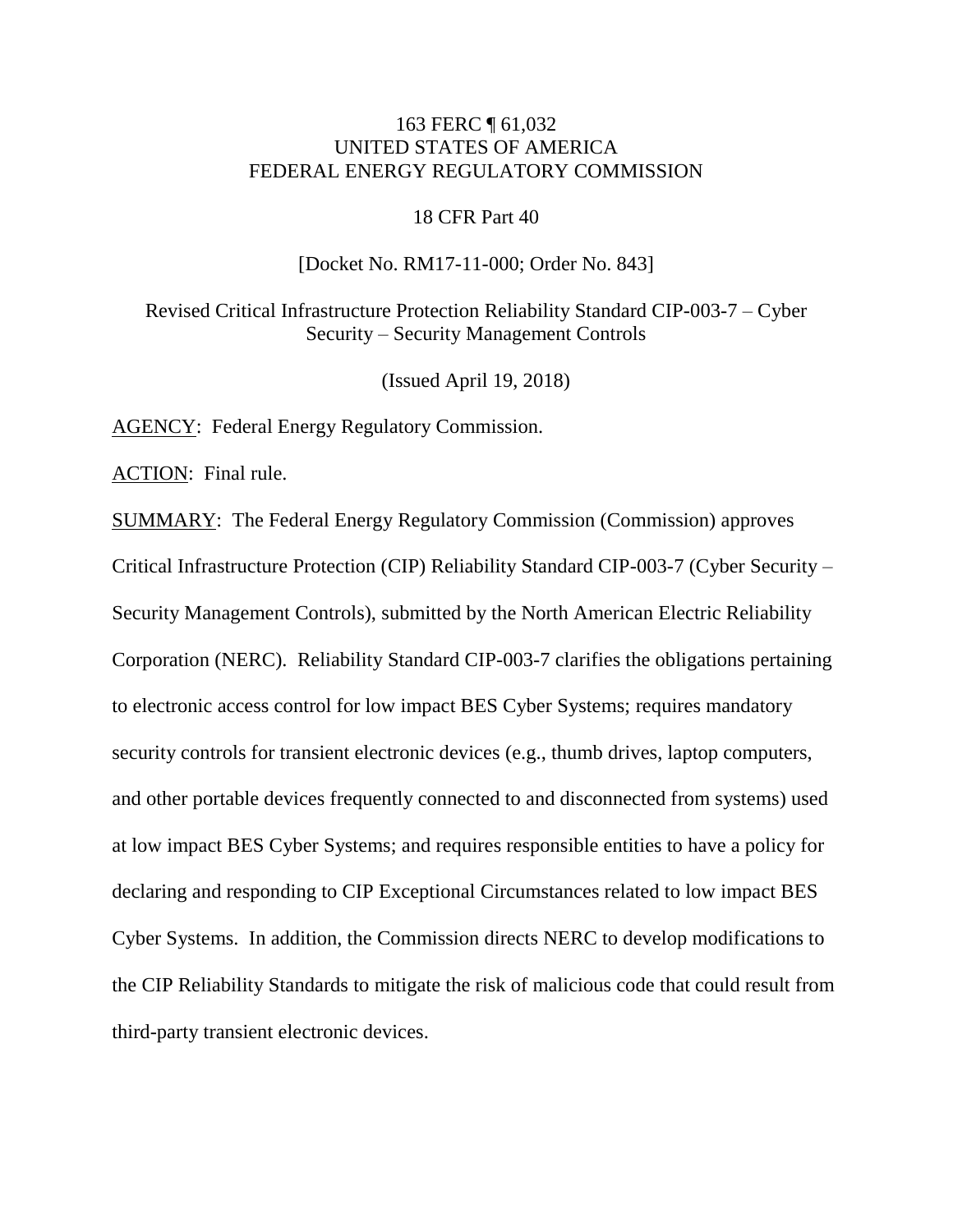163 FERC ¶ 61,032
UNITED STATES OF AMERICA
FEDERAL ENERGY REGULATORY COMMISSION

18 CFR Part 40

[Docket No. RM17-11-000; Order No. 843]

Revised Critical Infrastructure Protection Reliability Standard CIP-003-7 – Cyber Security – Security Management Controls

(Issued April 19, 2018)

AGENCY: Federal Energy Regulatory Commission.

ACTION: Final rule.

SUMMARY: The Federal Energy Regulatory Commission (Commission) approves Critical Infrastructure Protection (CIP) Reliability Standard CIP-003-7 (Cyber Security – Security Management Controls), submitted by the North American Electric Reliability Corporation (NERC). Reliability Standard CIP-003-7 clarifies the obligations pertaining to electronic access control for low impact BES Cyber Systems; requires mandatory security controls for transient electronic devices (e.g., thumb drives, laptop computers, and other portable devices frequently connected to and disconnected from systems) used at low impact BES Cyber Systems; and requires responsible entities to have a policy for declaring and responding to CIP Exceptional Circumstances related to low impact BES Cyber Systems. In addition, the Commission directs NERC to develop modifications to the CIP Reliability Standards to mitigate the risk of malicious code that could result from third-party transient electronic devices.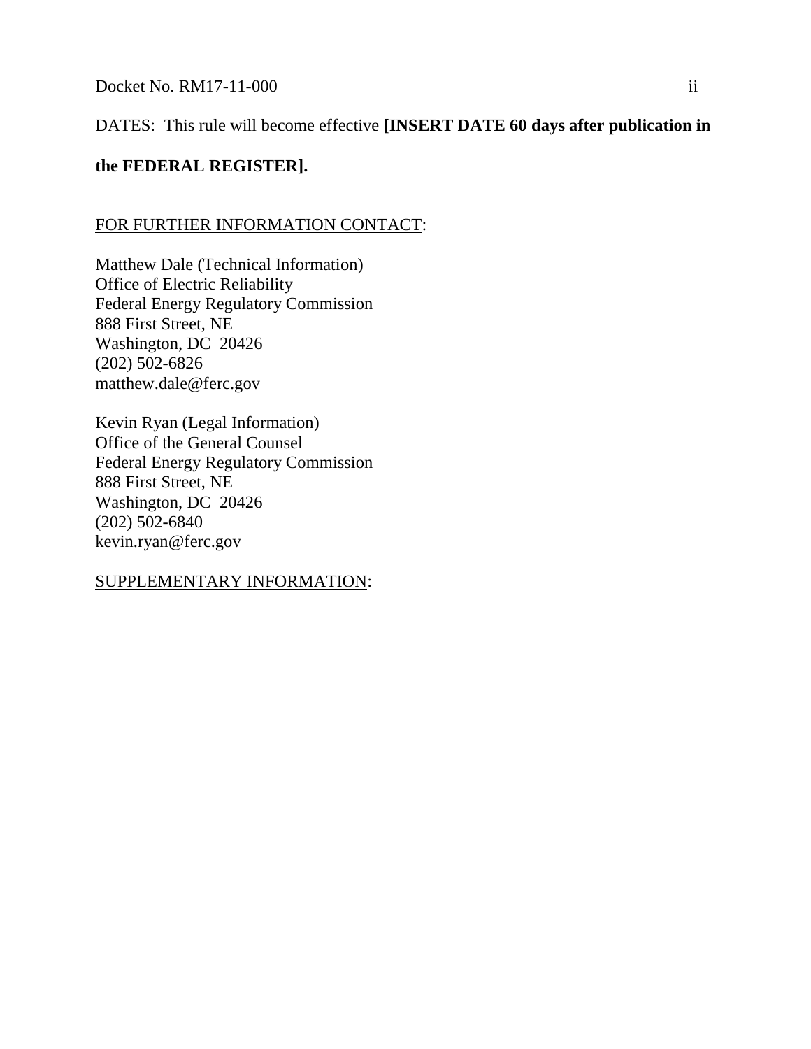<u>DATES</u>: This rule will become effective **[INSERT DATE 60 days after publication in the FEDERAL REGISTER].**

<u>FOR FURTHER INFORMATION CONTACT</u>:

Matthew Dale (Technical Information)
Office of Electric Reliability
Federal Energy Regulatory Commission
888 First Street, NE
Washington, DC 20426
(202) 502-6826
matthew.dale@ferc.gov

Kevin Ryan (Legal Information)
Office of the General Counsel
Federal Energy Regulatory Commission
888 First Street, NE
Washington, DC 20426
(202) 502-6840
kevin.ryan@ferc.gov

<u>SUPPLEMENTARY INFORMATION</u>: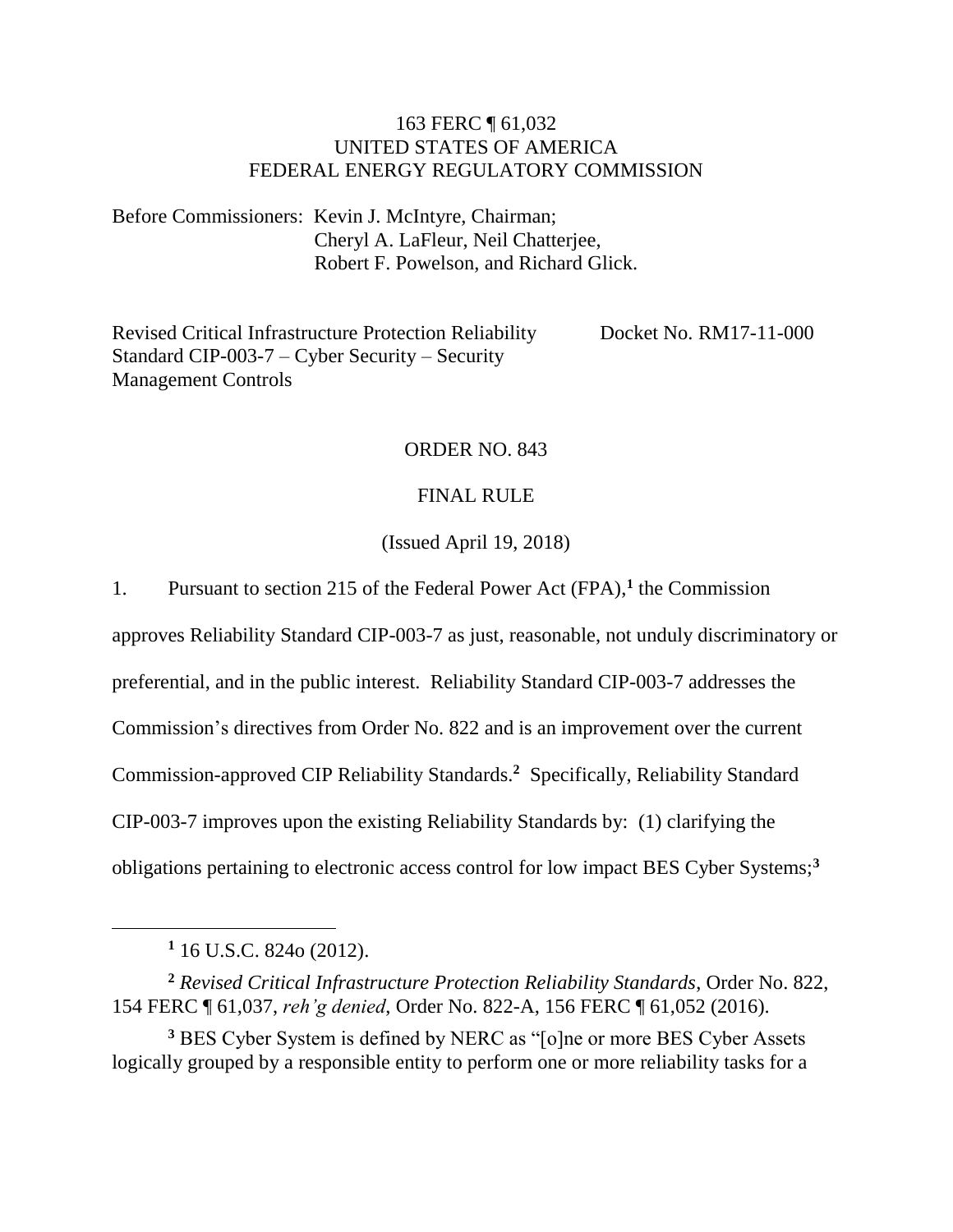163 FERC ¶ 61,032
UNITED STATES OF AMERICA
FEDERAL ENERGY REGULATORY COMMISSION

Before Commissioners: Kevin J. McIntyre, Chairman;
Cheryl A. LaFleur, Neil Chatterjee,
Robert F. Powelson, and Richard Glick.

Revised Critical Infrastructure Protection Reliability Standard CIP-003-7 – Cyber Security – Security Management Controls

Docket No. RM17-11-000

ORDER NO. 843

FINAL RULE

(Issued April 19, 2018)

1. Pursuant to section 215 of the Federal Power Act (FPA),[1] the Commission approves Reliability Standard CIP-003-7 as just, reasonable, not unduly discriminatory or preferential, and in the public interest. Reliability Standard CIP-003-7 addresses the Commission's directives from Order No. 822 and is an improvement over the current Commission-approved CIP Reliability Standards.[2] Specifically, Reliability Standard CIP-003-7 improves upon the existing Reliability Standards by: (1) clarifying the obligations pertaining to electronic access control for low impact BES Cyber Systems;[3]

[1] 16 U.S.C. 824o (2012).

[2] *Revised Critical Infrastructure Protection Reliability Standards*, Order No. 822, 154 FERC ¶ 61,037, *reh'g denied*, Order No. 822-A, 156 FERC ¶ 61,052 (2016).

[3] BES Cyber System is defined by NERC as "[o]ne or more BES Cyber Assets logically grouped by a responsible entity to perform one or more reliability tasks for a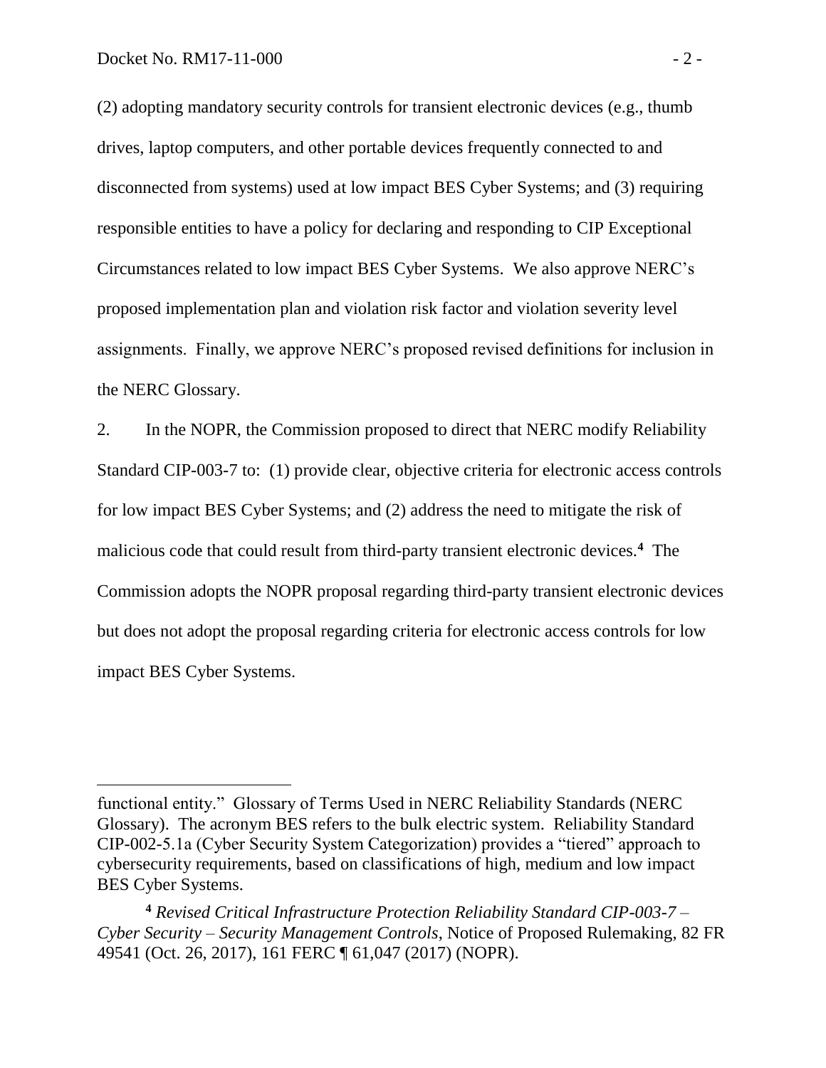(2) adopting mandatory security controls for transient electronic devices (e.g., thumb drives, laptop computers, and other portable devices frequently connected to and disconnected from systems) used at low impact BES Cyber Systems; and (3) requiring responsible entities to have a policy for declaring and responding to CIP Exceptional Circumstances related to low impact BES Cyber Systems. We also approve NERC's proposed implementation plan and violation risk factor and violation severity level assignments. Finally, we approve NERC's proposed revised definitions for inclusion in the NERC Glossary.

2. In the NOPR, the Commission proposed to direct that NERC modify Reliability Standard CIP-003-7 to: (1) provide clear, objective criteria for electronic access controls for low impact BES Cyber Systems; and (2) address the need to mitigate the risk of malicious code that could result from third-party transient electronic devices.[4] The Commission adopts the NOPR proposal regarding third-party transient electronic devices but does not adopt the proposal regarding criteria for electronic access controls for low impact BES Cyber Systems.

---

functional entity." Glossary of Terms Used in NERC Reliability Standards (NERC Glossary). The acronym BES refers to the bulk electric system. Reliability Standard CIP-002-5.1a (Cyber Security System Categorization) provides a "tiered" approach to cybersecurity requirements, based on classifications of high, medium and low impact BES Cyber Systems.

[4] *Revised Critical Infrastructure Protection Reliability Standard CIP-003-7 – Cyber Security – Security Management Controls*, Notice of Proposed Rulemaking, 82 FR 49541 (Oct. 26, 2017), 161 FERC ¶ 61,047 (2017) (NOPR).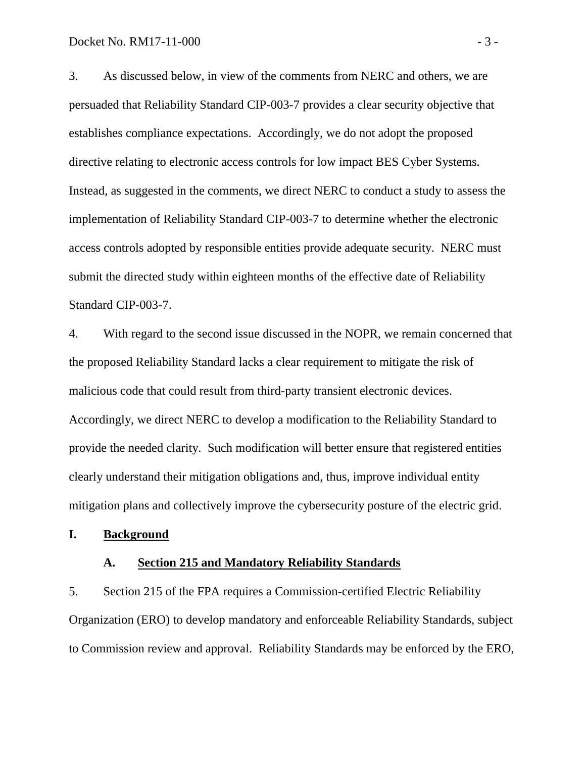3. As discussed below, in view of the comments from NERC and others, we are persuaded that Reliability Standard CIP-003-7 provides a clear security objective that establishes compliance expectations. Accordingly, we do not adopt the proposed directive relating to electronic access controls for low impact BES Cyber Systems. Instead, as suggested in the comments, we direct NERC to conduct a study to assess the implementation of Reliability Standard CIP-003-7 to determine whether the electronic access controls adopted by responsible entities provide adequate security. NERC must submit the directed study within eighteen months of the effective date of Reliability Standard CIP-003-7.

4. With regard to the second issue discussed in the NOPR, we remain concerned that the proposed Reliability Standard lacks a clear requirement to mitigate the risk of malicious code that could result from third-party transient electronic devices. Accordingly, we direct NERC to develop a modification to the Reliability Standard to provide the needed clarity. Such modification will better ensure that registered entities clearly understand their mitigation obligations and, thus, improve individual entity mitigation plans and collectively improve the cybersecurity posture of the electric grid.

# I. Background

## A. Section 215 and Mandatory Reliability Standards

5. Section 215 of the FPA requires a Commission-certified Electric Reliability Organization (ERO) to develop mandatory and enforceable Reliability Standards, subject to Commission review and approval. Reliability Standards may be enforced by the ERO,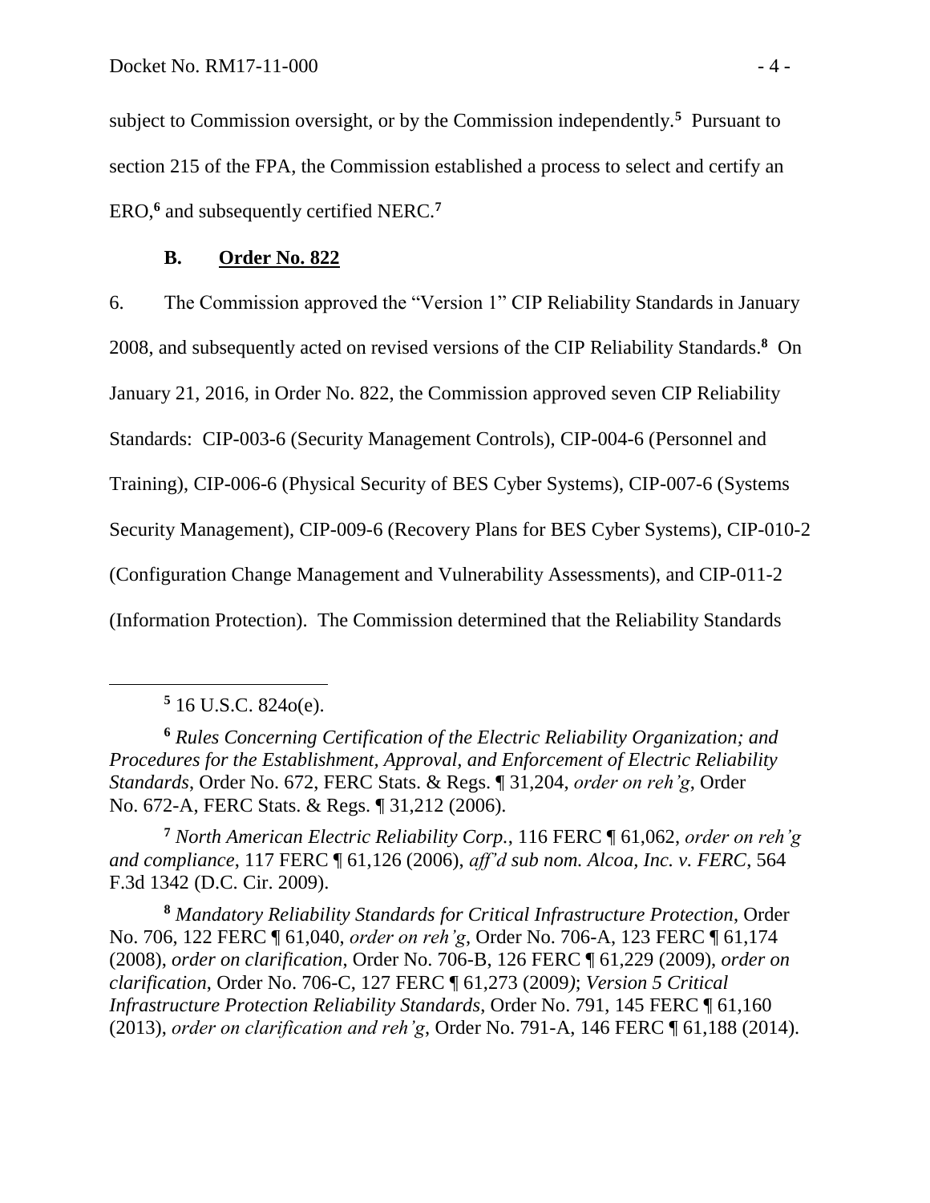subject to Commission oversight, or by the Commission independently.[5] Pursuant to section 215 of the FPA, the Commission established a process to select and certify an ERO,[6] and subsequently certified NERC.[7]

### B. Order No. 822

6. The Commission approved the "Version 1" CIP Reliability Standards in January 2008, and subsequently acted on revised versions of the CIP Reliability Standards.[8] On January 21, 2016, in Order No. 822, the Commission approved seven CIP Reliability Standards: CIP-003-6 (Security Management Controls), CIP-004-6 (Personnel and Training), CIP-006-6 (Physical Security of BES Cyber Systems), CIP-007-6 (Systems Security Management), CIP-009-6 (Recovery Plans for BES Cyber Systems), CIP-010-2 (Configuration Change Management and Vulnerability Assessments), and CIP-011-2 (Information Protection). The Commission determined that the Reliability Standards

---

[5] 16 U.S.C. 824o(e).

[6] *Rules Concerning Certification of the Electric Reliability Organization; and Procedures for the Establishment, Approval, and Enforcement of Electric Reliability Standards*, Order No. 672, FERC Stats. & Regs. ¶ 31,204, *order on reh'g*, Order No. 672-A, FERC Stats. & Regs. ¶ 31,212 (2006).

[7] *North American Electric Reliability Corp.*, 116 FERC ¶ 61,062, *order on reh'g and compliance*, 117 FERC ¶ 61,126 (2006), *aff'd sub nom. Alcoa, Inc. v. FERC*, 564 F.3d 1342 (D.C. Cir. 2009).

[8] *Mandatory Reliability Standards for Critical Infrastructure Protection*, Order No. 706, 122 FERC ¶ 61,040, *order on reh'g*, Order No. 706-A, 123 FERC ¶ 61,174 (2008), *order on clarification*, Order No. 706-B, 126 FERC ¶ 61,229 (2009), *order on clarification*, Order No. 706-C, 127 FERC ¶ 61,273 (2009); *Version 5 Critical Infrastructure Protection Reliability Standards*, Order No. 791, 145 FERC ¶ 61,160 (2013), *order on clarification and reh'g*, Order No. 791-A, 146 FERC ¶ 61,188 (2014).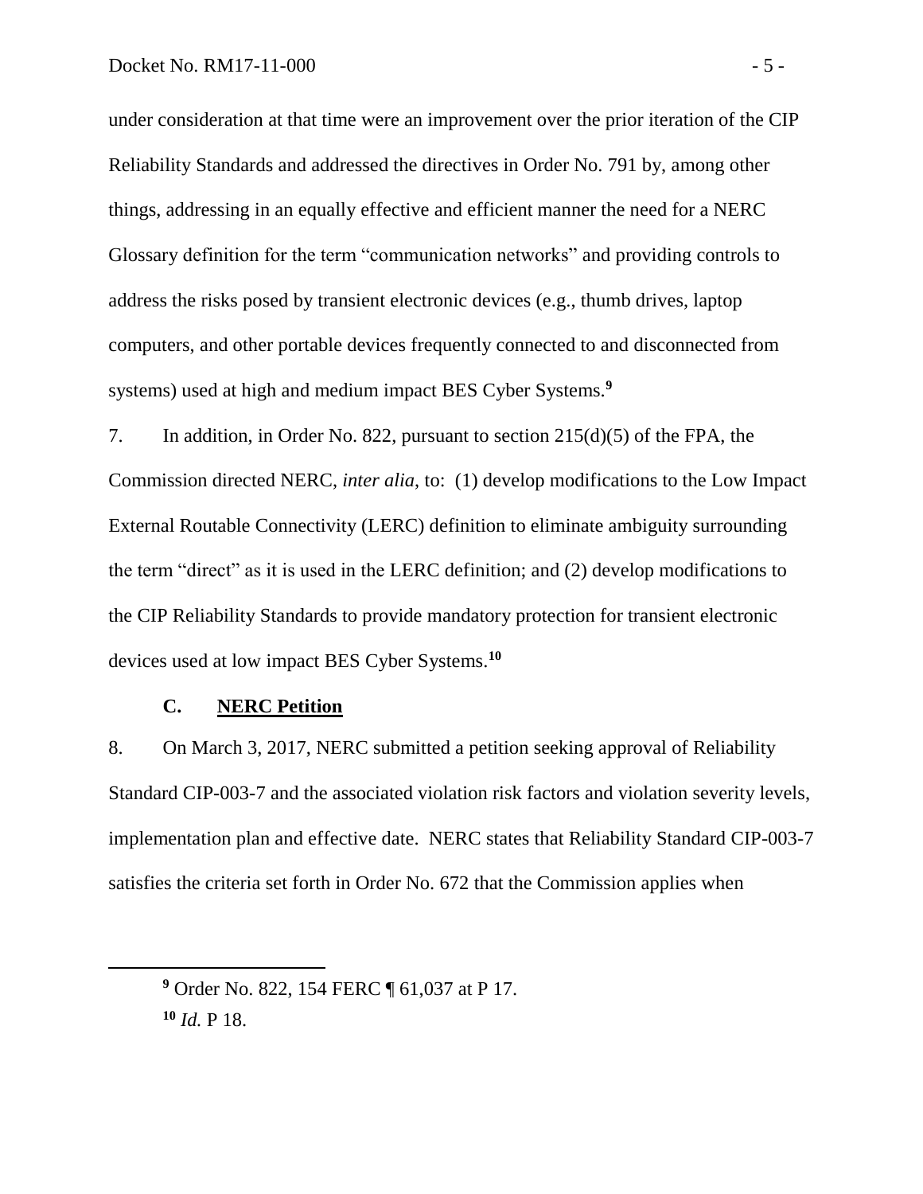under consideration at that time were an improvement over the prior iteration of the CIP Reliability Standards and addressed the directives in Order No. 791 by, among other things, addressing in an equally effective and efficient manner the need for a NERC Glossary definition for the term "communication networks" and providing controls to address the risks posed by transient electronic devices (e.g., thumb drives, laptop computers, and other portable devices frequently connected to and disconnected from systems) used at high and medium impact BES Cyber Systems.[9]

7. In addition, in Order No. 822, pursuant to section 215(d)(5) of the FPA, the Commission directed NERC, *inter alia*, to: (1) develop modifications to the Low Impact External Routable Connectivity (LERC) definition to eliminate ambiguity surrounding the term "direct" as it is used in the LERC definition; and (2) develop modifications to the CIP Reliability Standards to provide mandatory protection for transient electronic devices used at low impact BES Cyber Systems.[10]

### C. NERC Petition

8. On March 3, 2017, NERC submitted a petition seeking approval of Reliability Standard CIP-003-7 and the associated violation risk factors and violation severity levels, implementation plan and effective date. NERC states that Reliability Standard CIP-003-7 satisfies the criteria set forth in Order No. 672 that the Commission applies when

---

[9] Order No. 822, 154 FERC ¶ 61,037 at P 17.

[10] *Id.* P 18.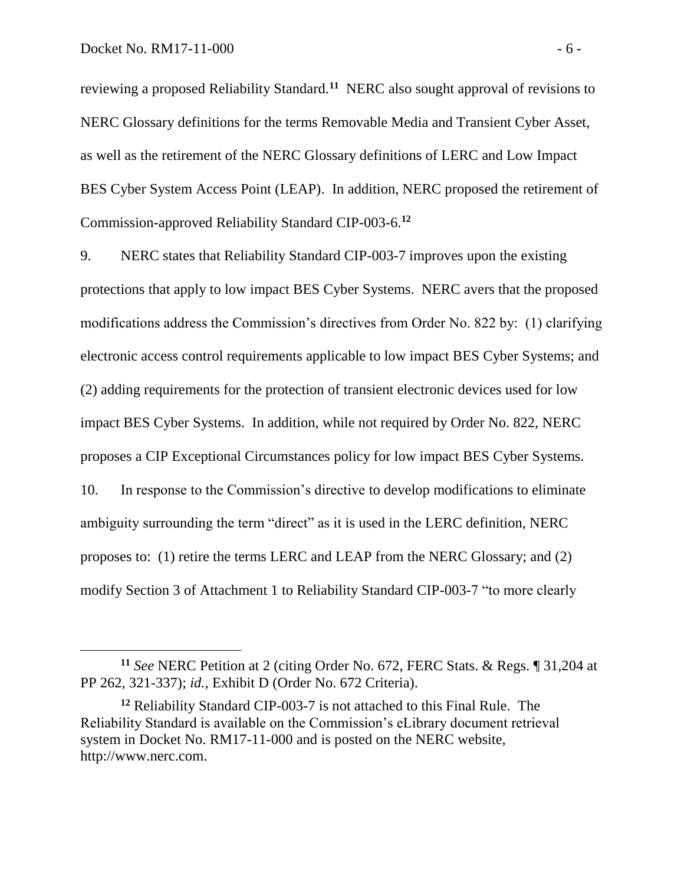reviewing a proposed Reliability Standard.[11] NERC also sought approval of revisions to NERC Glossary definitions for the terms Removable Media and Transient Cyber Asset, as well as the retirement of the NERC Glossary definitions of LERC and Low Impact BES Cyber System Access Point (LEAP). In addition, NERC proposed the retirement of Commission-approved Reliability Standard CIP-003-6.[12]

9. NERC states that Reliability Standard CIP-003-7 improves upon the existing protections that apply to low impact BES Cyber Systems. NERC avers that the proposed modifications address the Commission's directives from Order No. 822 by: (1) clarifying electronic access control requirements applicable to low impact BES Cyber Systems; and (2) adding requirements for the protection of transient electronic devices used for low impact BES Cyber Systems. In addition, while not required by Order No. 822, NERC proposes a CIP Exceptional Circumstances policy for low impact BES Cyber Systems.

10. In response to the Commission's directive to develop modifications to eliminate ambiguity surrounding the term "direct" as it is used in the LERC definition, NERC proposes to: (1) retire the terms LERC and LEAP from the NERC Glossary; and (2) modify Section 3 of Attachment 1 to Reliability Standard CIP-003-7 "to more clearly

---

[11] *See* NERC Petition at 2 (citing Order No. 672, FERC Stats. & Regs. ¶ 31,204 at PP 262, 321-337); *id.*, Exhibit D (Order No. 672 Criteria).

[12] Reliability Standard CIP-003-7 is not attached to this Final Rule. The Reliability Standard is available on the Commission's eLibrary document retrieval system in Docket No. RM17-11-000 and is posted on the NERC website, http://www.nerc.com.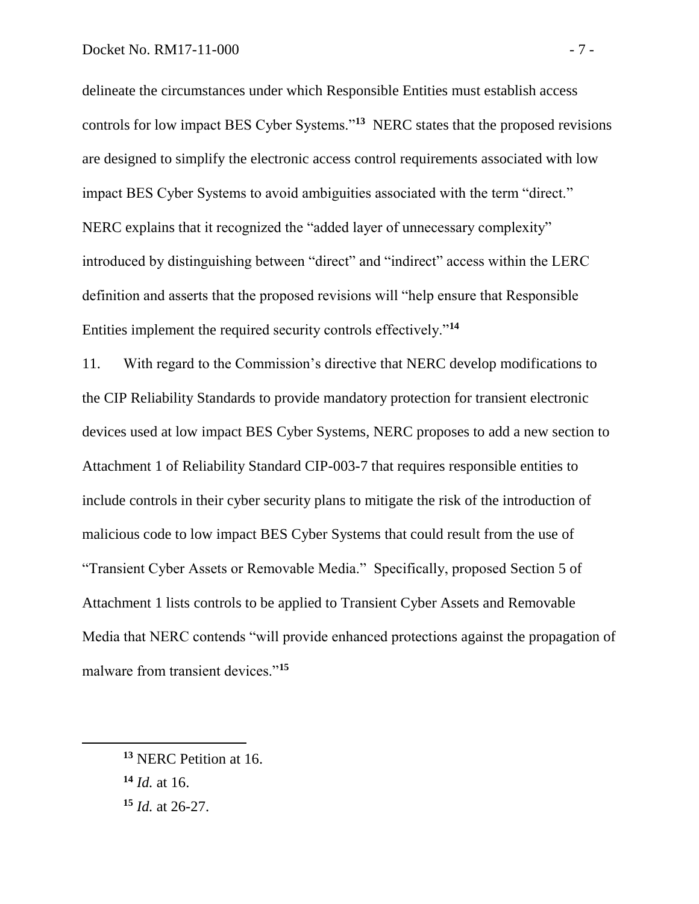delineate the circumstances under which Responsible Entities must establish access controls for low impact BES Cyber Systems."[13] NERC states that the proposed revisions are designed to simplify the electronic access control requirements associated with low impact BES Cyber Systems to avoid ambiguities associated with the term "direct." NERC explains that it recognized the "added layer of unnecessary complexity" introduced by distinguishing between "direct" and "indirect" access within the LERC definition and asserts that the proposed revisions will "help ensure that Responsible Entities implement the required security controls effectively."[14]

11. With regard to the Commission's directive that NERC develop modifications to the CIP Reliability Standards to provide mandatory protection for transient electronic devices used at low impact BES Cyber Systems, NERC proposes to add a new section to Attachment 1 of Reliability Standard CIP-003-7 that requires responsible entities to include controls in their cyber security plans to mitigate the risk of the introduction of malicious code to low impact BES Cyber Systems that could result from the use of "Transient Cyber Assets or Removable Media." Specifically, proposed Section 5 of Attachment 1 lists controls to be applied to Transient Cyber Assets and Removable Media that NERC contends "will provide enhanced protections against the propagation of malware from transient devices."[15]

---

[13] NERC Petition at 16.

[14] *Id.* at 16.

[15] *Id.* at 26-27.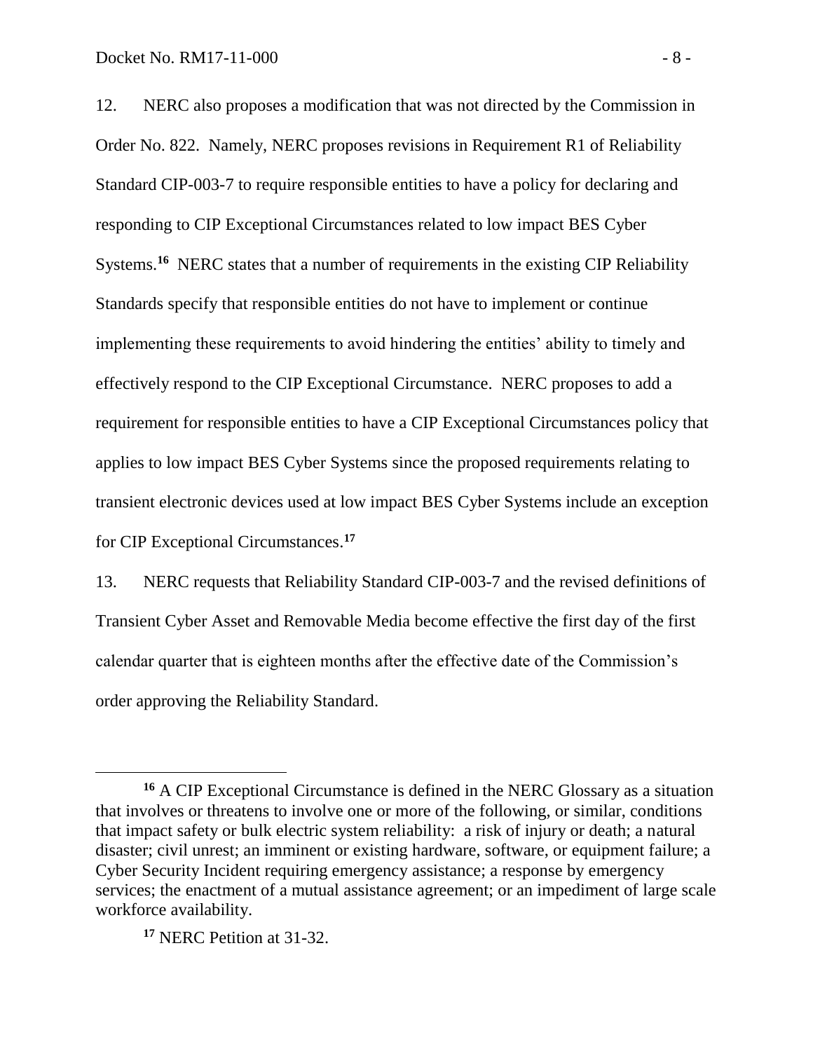12. NERC also proposes a modification that was not directed by the Commission in Order No. 822. Namely, NERC proposes revisions in Requirement R1 of Reliability Standard CIP-003-7 to require responsible entities to have a policy for declaring and responding to CIP Exceptional Circumstances related to low impact BES Cyber Systems.[16] NERC states that a number of requirements in the existing CIP Reliability Standards specify that responsible entities do not have to implement or continue implementing these requirements to avoid hindering the entities' ability to timely and effectively respond to the CIP Exceptional Circumstance. NERC proposes to add a requirement for responsible entities to have a CIP Exceptional Circumstances policy that applies to low impact BES Cyber Systems since the proposed requirements relating to transient electronic devices used at low impact BES Cyber Systems include an exception for CIP Exceptional Circumstances.[17]

13. NERC requests that Reliability Standard CIP-003-7 and the revised definitions of Transient Cyber Asset and Removable Media become effective the first day of the first calendar quarter that is eighteen months after the effective date of the Commission's order approving the Reliability Standard.

---

[16] A CIP Exceptional Circumstance is defined in the NERC Glossary as a situation that involves or threatens to involve one or more of the following, or similar, conditions that impact safety or bulk electric system reliability: a risk of injury or death; a natural disaster; civil unrest; an imminent or existing hardware, software, or equipment failure; a Cyber Security Incident requiring emergency assistance; a response by emergency services; the enactment of a mutual assistance agreement; or an impediment of large scale workforce availability.

[17] NERC Petition at 31-32.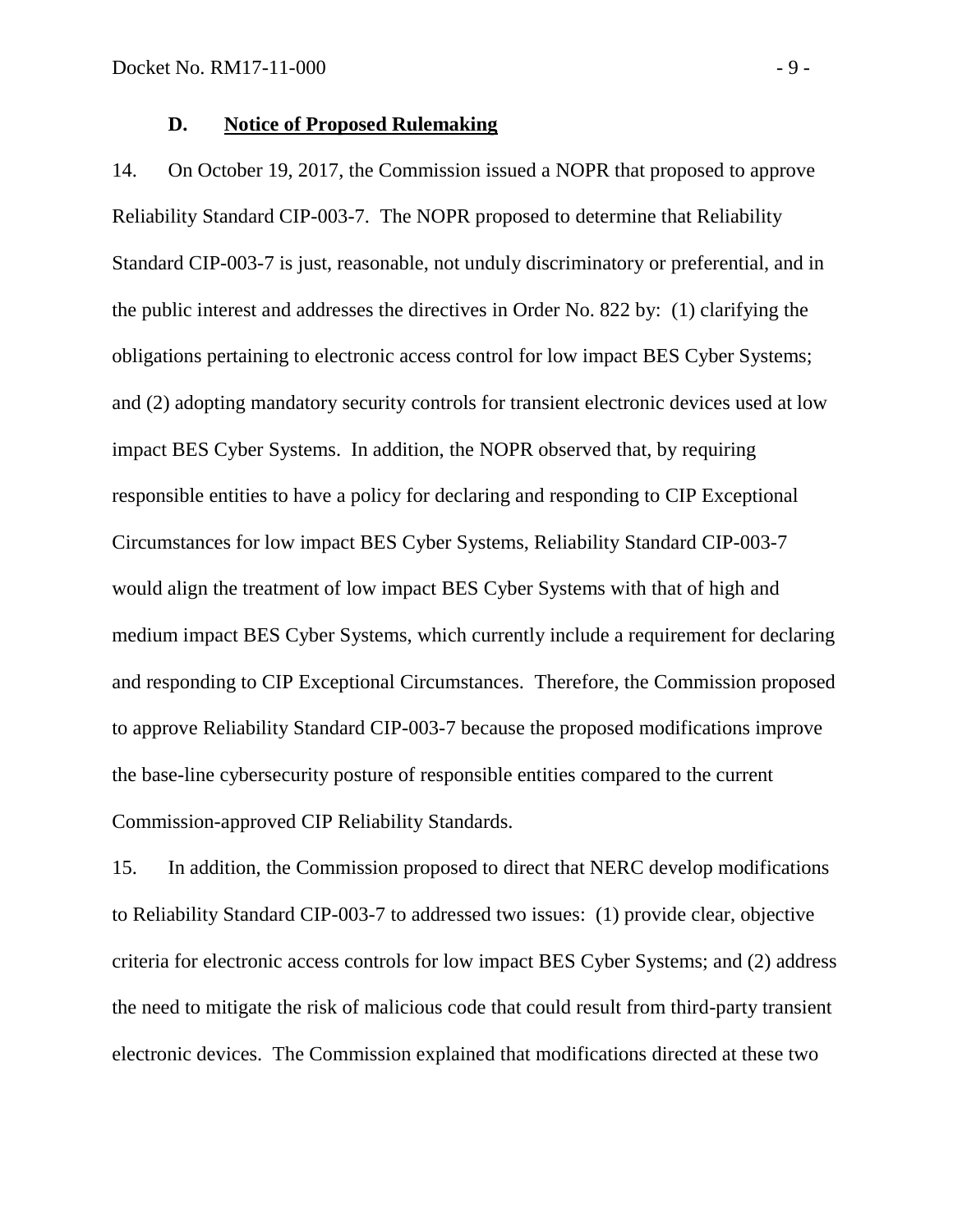### D. Notice of Proposed Rulemaking

14. On October 19, 2017, the Commission issued a NOPR that proposed to approve Reliability Standard CIP-003-7. The NOPR proposed to determine that Reliability Standard CIP-003-7 is just, reasonable, not unduly discriminatory or preferential, and in the public interest and addresses the directives in Order No. 822 by: (1) clarifying the obligations pertaining to electronic access control for low impact BES Cyber Systems; and (2) adopting mandatory security controls for transient electronic devices used at low impact BES Cyber Systems. In addition, the NOPR observed that, by requiring responsible entities to have a policy for declaring and responding to CIP Exceptional Circumstances for low impact BES Cyber Systems, Reliability Standard CIP-003-7 would align the treatment of low impact BES Cyber Systems with that of high and medium impact BES Cyber Systems, which currently include a requirement for declaring and responding to CIP Exceptional Circumstances. Therefore, the Commission proposed to approve Reliability Standard CIP-003-7 because the proposed modifications improve the base-line cybersecurity posture of responsible entities compared to the current Commission-approved CIP Reliability Standards.

15. In addition, the Commission proposed to direct that NERC develop modifications to Reliability Standard CIP-003-7 to addressed two issues: (1) provide clear, objective criteria for electronic access controls for low impact BES Cyber Systems; and (2) address the need to mitigate the risk of malicious code that could result from third-party transient electronic devices. The Commission explained that modifications directed at these two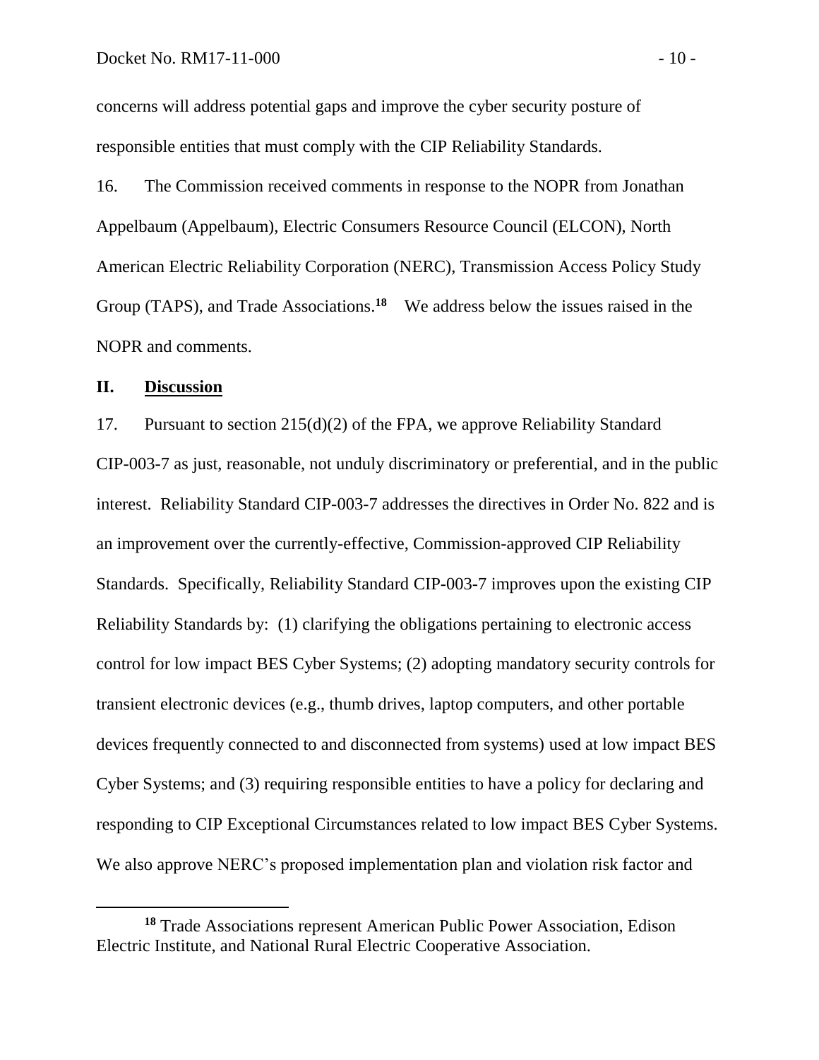concerns will address potential gaps and improve the cyber security posture of responsible entities that must comply with the CIP Reliability Standards.

16. The Commission received comments in response to the NOPR from Jonathan Appelbaum (Appelbaum), Electric Consumers Resource Council (ELCON), North American Electric Reliability Corporation (NERC), Transmission Access Policy Study Group (TAPS), and Trade Associations.[18] We address below the issues raised in the NOPR and comments.

## II. **Discussion**

17. Pursuant to section 215(d)(2) of the FPA, we approve Reliability Standard CIP-003-7 as just, reasonable, not unduly discriminatory or preferential, and in the public interest. Reliability Standard CIP-003-7 addresses the directives in Order No. 822 and is an improvement over the currently-effective, Commission-approved CIP Reliability Standards. Specifically, Reliability Standard CIP-003-7 improves upon the existing CIP Reliability Standards by: (1) clarifying the obligations pertaining to electronic access control for low impact BES Cyber Systems; (2) adopting mandatory security controls for transient electronic devices (e.g., thumb drives, laptop computers, and other portable devices frequently connected to and disconnected from systems) used at low impact BES Cyber Systems; and (3) requiring responsible entities to have a policy for declaring and responding to CIP Exceptional Circumstances related to low impact BES Cyber Systems. We also approve NERC's proposed implementation plan and violation risk factor and

---

[18] Trade Associations represent American Public Power Association, Edison Electric Institute, and National Rural Electric Cooperative Association.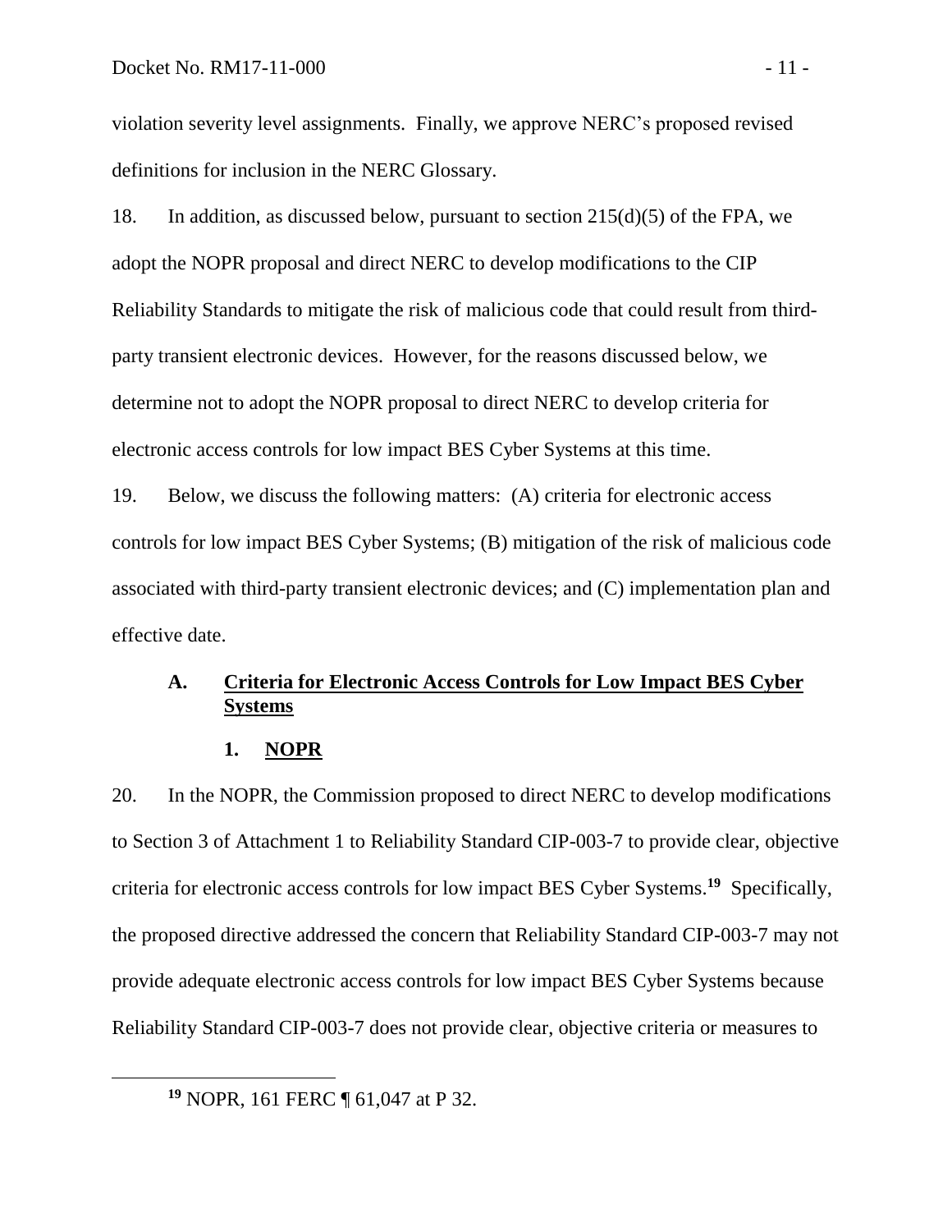violation severity level assignments. Finally, we approve NERC's proposed revised definitions for inclusion in the NERC Glossary.

18. In addition, as discussed below, pursuant to section 215(d)(5) of the FPA, we adopt the NOPR proposal and direct NERC to develop modifications to the CIP Reliability Standards to mitigate the risk of malicious code that could result from third-party transient electronic devices. However, for the reasons discussed below, we determine not to adopt the NOPR proposal to direct NERC to develop criteria for electronic access controls for low impact BES Cyber Systems at this time.

19. Below, we discuss the following matters: (A) criteria for electronic access controls for low impact BES Cyber Systems; (B) mitigation of the risk of malicious code associated with third-party transient electronic devices; and (C) implementation plan and effective date.

## A. Criteria for Electronic Access Controls for Low Impact BES Cyber Systems

### 1. NOPR

20. In the NOPR, the Commission proposed to direct NERC to develop modifications to Section 3 of Attachment 1 to Reliability Standard CIP-003-7 to provide clear, objective criteria for electronic access controls for low impact BES Cyber Systems.[19] Specifically, the proposed directive addressed the concern that Reliability Standard CIP-003-7 may not provide adequate electronic access controls for low impact BES Cyber Systems because Reliability Standard CIP-003-7 does not provide clear, objective criteria or measures to

[19] NOPR, 161 FERC ¶ 61,047 at P 32.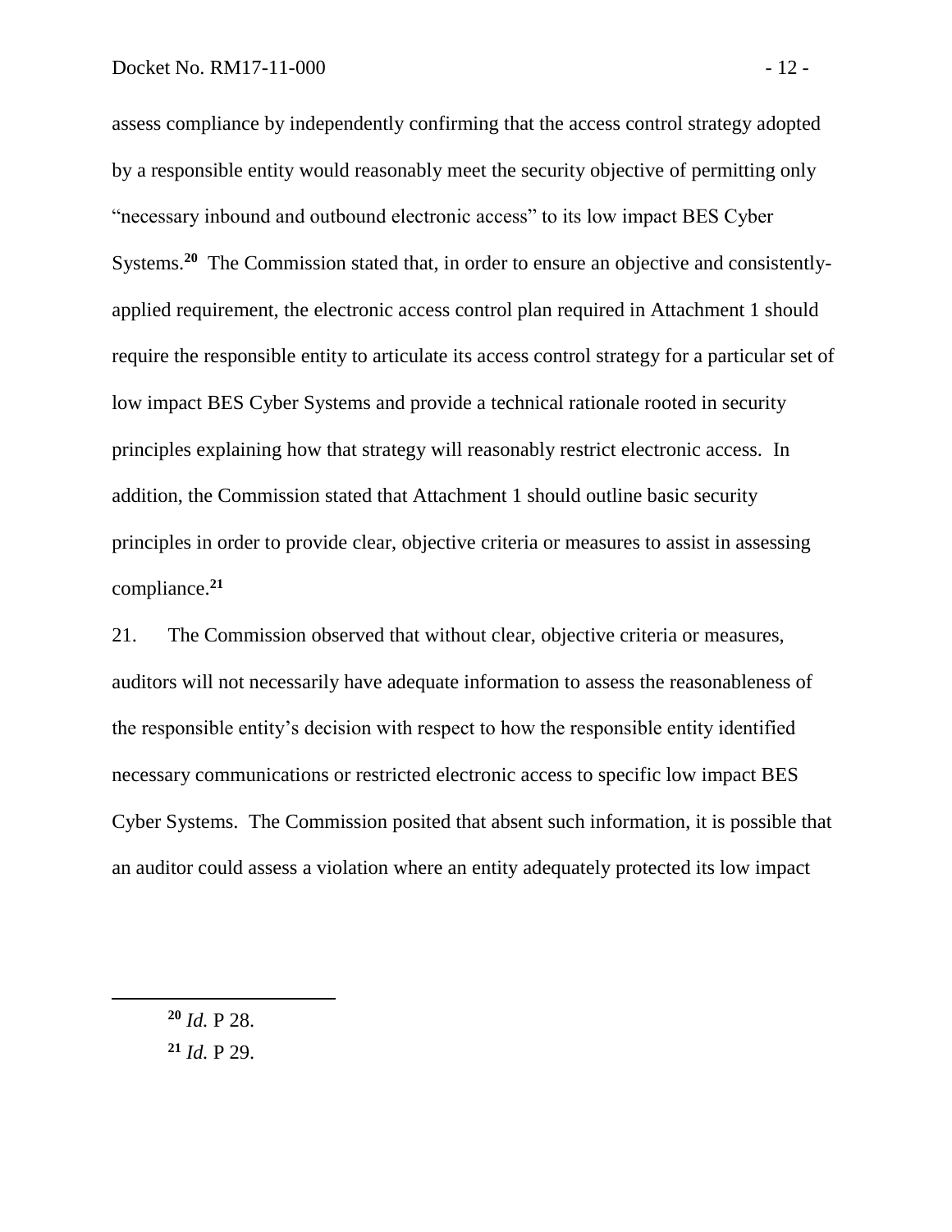assess compliance by independently confirming that the access control strategy adopted by a responsible entity would reasonably meet the security objective of permitting only "necessary inbound and outbound electronic access" to its low impact BES Cyber Systems.[20] The Commission stated that, in order to ensure an objective and consistently-applied requirement, the electronic access control plan required in Attachment 1 should require the responsible entity to articulate its access control strategy for a particular set of low impact BES Cyber Systems and provide a technical rationale rooted in security principles explaining how that strategy will reasonably restrict electronic access. In addition, the Commission stated that Attachment 1 should outline basic security principles in order to provide clear, objective criteria or measures to assist in assessing compliance.[21]

21. The Commission observed that without clear, objective criteria or measures, auditors will not necessarily have adequate information to assess the reasonableness of the responsible entity's decision with respect to how the responsible entity identified necessary communications or restricted electronic access to specific low impact BES Cyber Systems. The Commission posited that absent such information, it is possible that an auditor could assess a violation where an entity adequately protected its low impact

---

[20] *Id.* P 28.

[21] *Id.* P 29.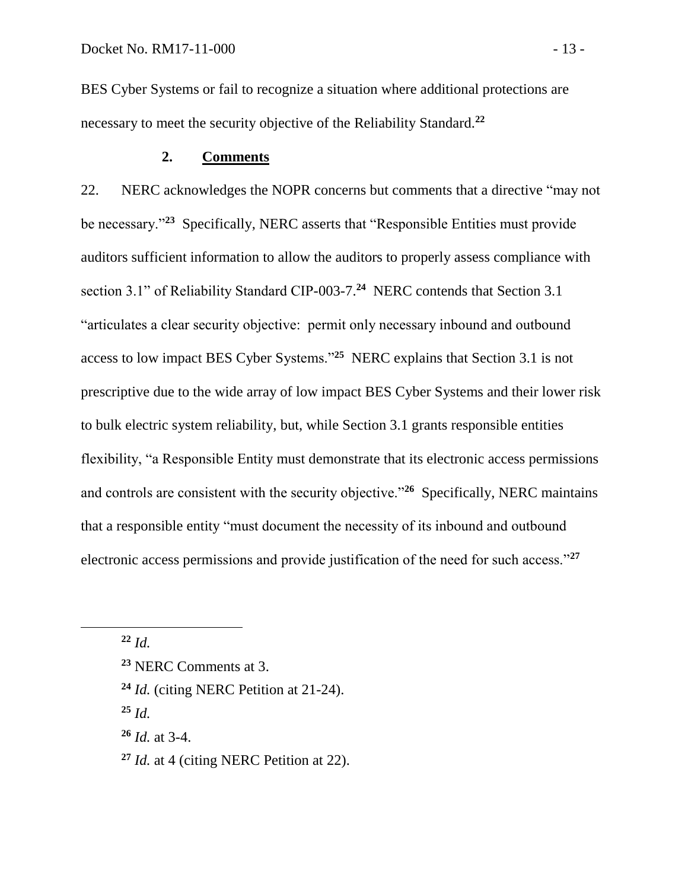BES Cyber Systems or fail to recognize a situation where additional protections are necessary to meet the security objective of the Reliability Standard.[22]

### 2. Comments

22. NERC acknowledges the NOPR concerns but comments that a directive "may not be necessary."[23] Specifically, NERC asserts that "Responsible Entities must provide auditors sufficient information to allow the auditors to properly assess compliance with section 3.1" of Reliability Standard CIP-003-7.[24] NERC contends that Section 3.1 "articulates a clear security objective: permit only necessary inbound and outbound access to low impact BES Cyber Systems."[25] NERC explains that Section 3.1 is not prescriptive due to the wide array of low impact BES Cyber Systems and their lower risk to bulk electric system reliability, but, while Section 3.1 grants responsible entities flexibility, "a Responsible Entity must demonstrate that its electronic access permissions and controls are consistent with the security objective."[26] Specifically, NERC maintains that a responsible entity "must document the necessity of its inbound and outbound electronic access permissions and provide justification of the need for such access."[27]

---

[22] *Id.*

[23] NERC Comments at 3.

[24] *Id.* (citing NERC Petition at 21-24).

[25] *Id.*

[26] *Id.* at 3-4.

[27] *Id.* at 4 (citing NERC Petition at 22).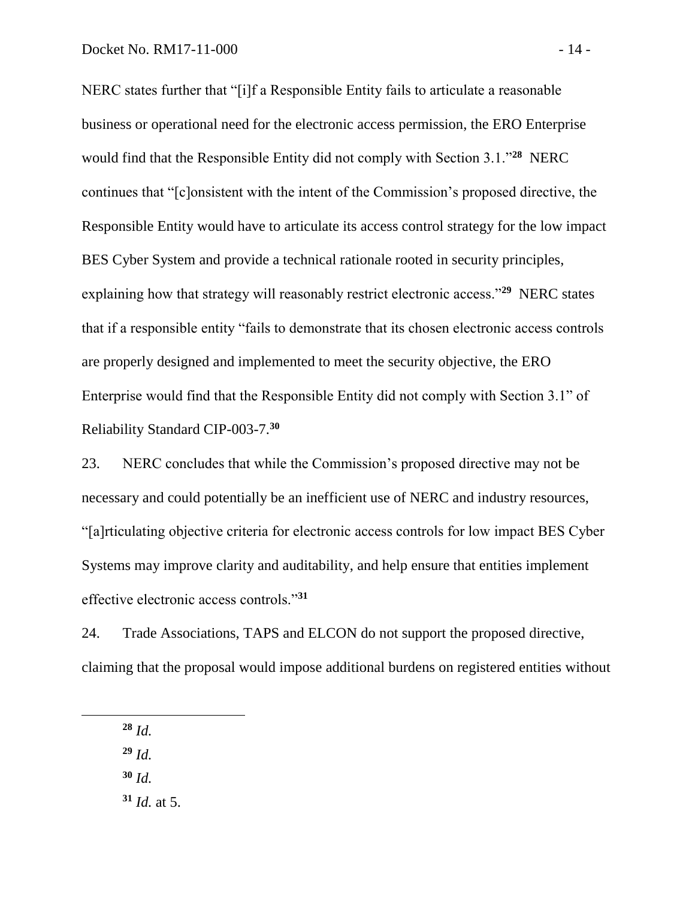NERC states further that "[i]f a Responsible Entity fails to articulate a reasonable business or operational need for the electronic access permission, the ERO Enterprise would find that the Responsible Entity did not comply with Section 3.1."[28] NERC continues that "[c]onsistent with the intent of the Commission's proposed directive, the Responsible Entity would have to articulate its access control strategy for the low impact BES Cyber System and provide a technical rationale rooted in security principles, explaining how that strategy will reasonably restrict electronic access."[29] NERC states that if a responsible entity "fails to demonstrate that its chosen electronic access controls are properly designed and implemented to meet the security objective, the ERO Enterprise would find that the Responsible Entity did not comply with Section 3.1" of Reliability Standard CIP-003-7.[30]

23. NERC concludes that while the Commission's proposed directive may not be necessary and could potentially be an inefficient use of NERC and industry resources, "[a]rticulating objective criteria for electronic access controls for low impact BES Cyber Systems may improve clarity and auditability, and help ensure that entities implement effective electronic access controls."[31]

24. Trade Associations, TAPS and ELCON do not support the proposed directive, claiming that the proposal would impose additional burdens on registered entities without

---

[28] *Id.*

[29] *Id.*

[30] *Id.*

[31] *Id.* at 5.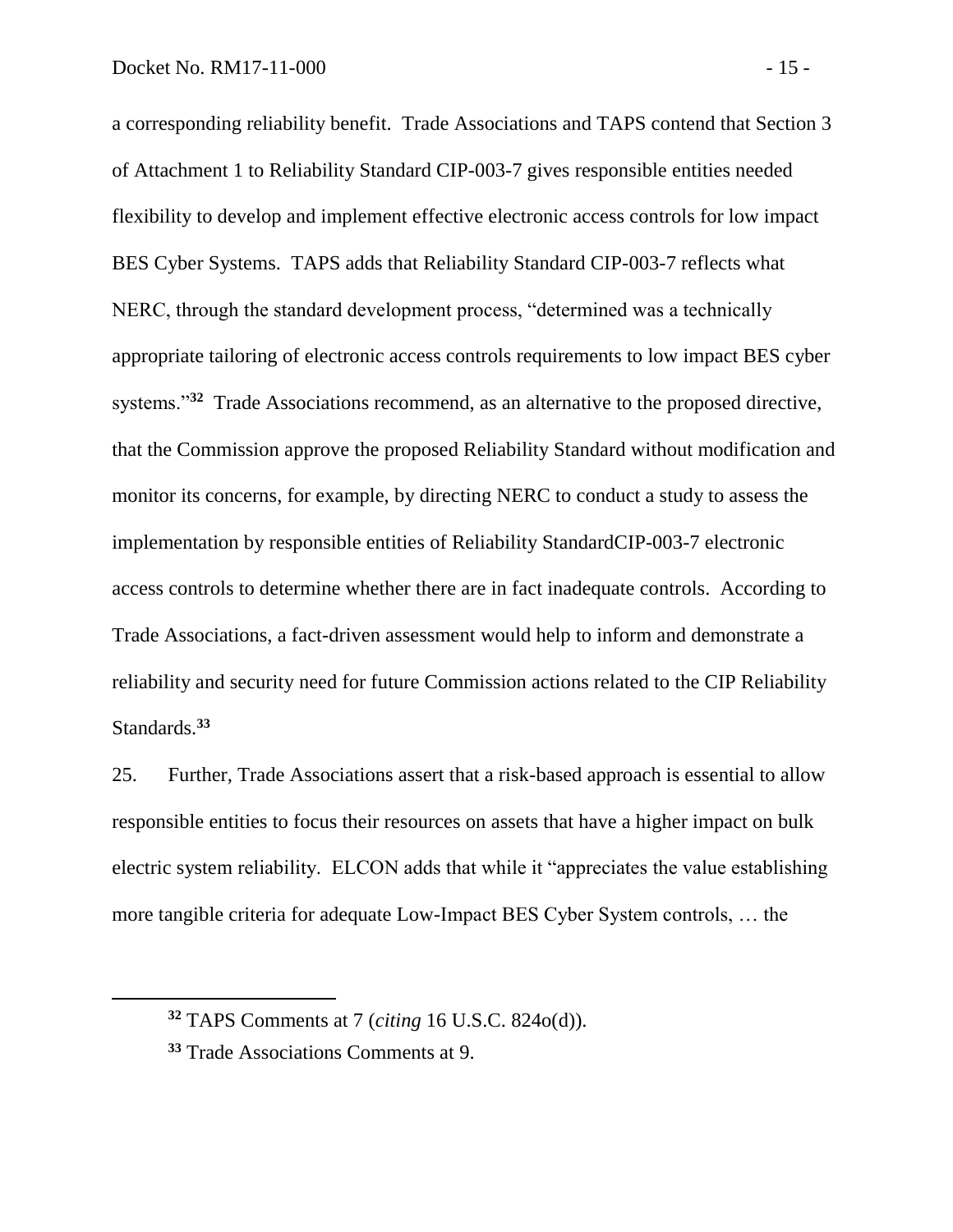a corresponding reliability benefit. Trade Associations and TAPS contend that Section 3 of Attachment 1 to Reliability Standard CIP-003-7 gives responsible entities needed flexibility to develop and implement effective electronic access controls for low impact BES Cyber Systems. TAPS adds that Reliability Standard CIP-003-7 reflects what NERC, through the standard development process, "determined was a technically appropriate tailoring of electronic access controls requirements to low impact BES cyber systems."[32] Trade Associations recommend, as an alternative to the proposed directive, that the Commission approve the proposed Reliability Standard without modification and monitor its concerns, for example, by directing NERC to conduct a study to assess the implementation by responsible entities of Reliability StandardCIP-003-7 electronic access controls to determine whether there are in fact inadequate controls. According to Trade Associations, a fact-driven assessment would help to inform and demonstrate a reliability and security need for future Commission actions related to the CIP Reliability Standards.[33]

25. Further, Trade Associations assert that a risk-based approach is essential to allow responsible entities to focus their resources on assets that have a higher impact on bulk electric system reliability. ELCON adds that while it "appreciates the value establishing more tangible criteria for adequate Low-Impact BES Cyber System controls, … the

---

[32] TAPS Comments at 7 (*citing* 16 U.S.C. 824o(d)).

[33] Trade Associations Comments at 9.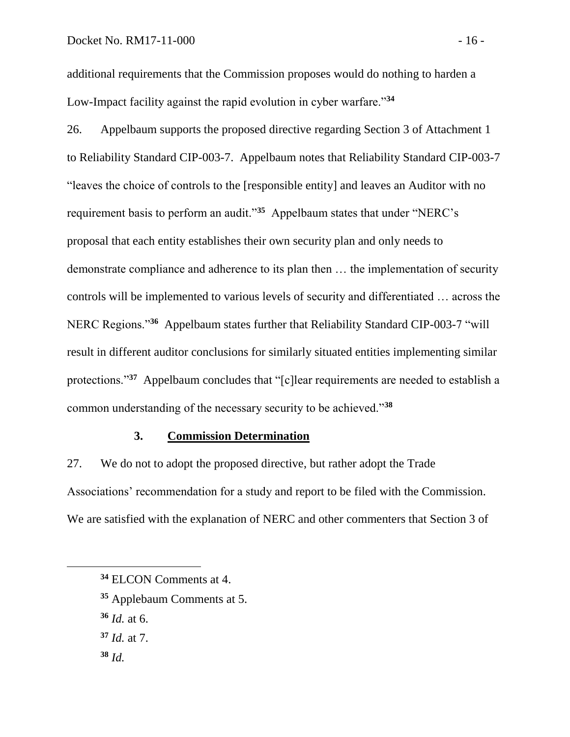additional requirements that the Commission proposes would do nothing to harden a Low-Impact facility against the rapid evolution in cyber warfare."[34]

26. Appelbaum supports the proposed directive regarding Section 3 of Attachment 1 to Reliability Standard CIP-003-7. Appelbaum notes that Reliability Standard CIP-003-7 "leaves the choice of controls to the [responsible entity] and leaves an Auditor with no requirement basis to perform an audit."[35] Appelbaum states that under "NERC's proposal that each entity establishes their own security plan and only needs to demonstrate compliance and adherence to its plan then … the implementation of security controls will be implemented to various levels of security and differentiated … across the NERC Regions."[36] Appelbaum states further that Reliability Standard CIP-003-7 "will result in different auditor conclusions for similarly situated entities implementing similar protections."[37] Appelbaum concludes that "[c]lear requirements are needed to establish a common understanding of the necessary security to be achieved."[38]

### 3. Commission Determination

27. We do not to adopt the proposed directive, but rather adopt the Trade Associations' recommendation for a study and report to be filed with the Commission. We are satisfied with the explanation of NERC and other commenters that Section 3 of

---

[34] ELCON Comments at 4.

[35] Applebaum Comments at 5.

[36] *Id.* at 6.

[37] *Id.* at 7.

[38] *Id.*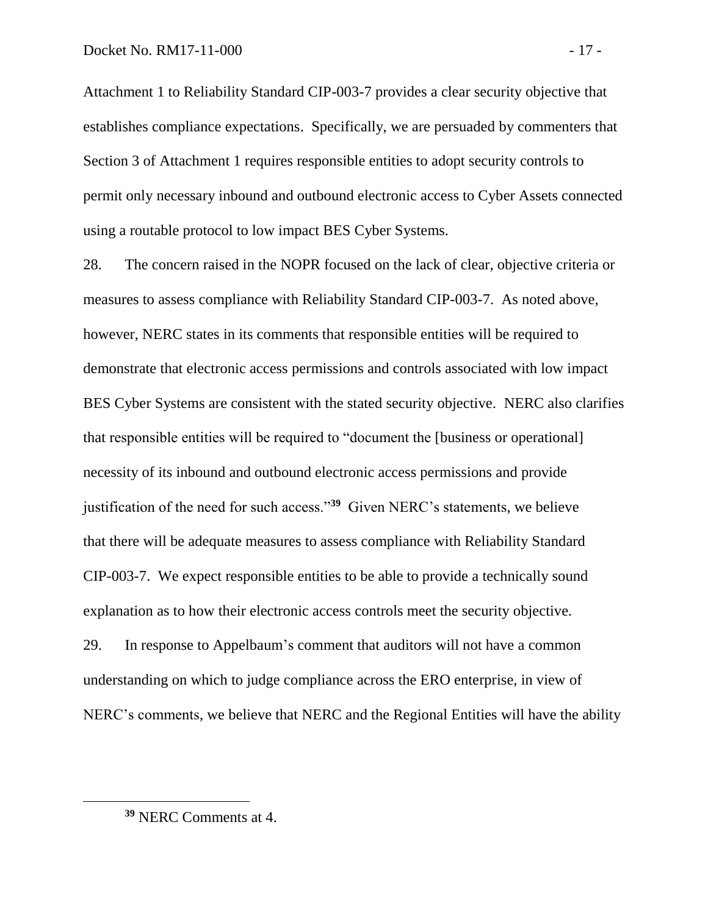Attachment 1 to Reliability Standard CIP-003-7 provides a clear security objective that establishes compliance expectations. Specifically, we are persuaded by commenters that Section 3 of Attachment 1 requires responsible entities to adopt security controls to permit only necessary inbound and outbound electronic access to Cyber Assets connected using a routable protocol to low impact BES Cyber Systems.

28. The concern raised in the NOPR focused on the lack of clear, objective criteria or measures to assess compliance with Reliability Standard CIP-003-7. As noted above, however, NERC states in its comments that responsible entities will be required to demonstrate that electronic access permissions and controls associated with low impact BES Cyber Systems are consistent with the stated security objective. NERC also clarifies that responsible entities will be required to "document the [business or operational] necessity of its inbound and outbound electronic access permissions and provide justification of the need for such access."[39] Given NERC's statements, we believe that there will be adequate measures to assess compliance with Reliability Standard CIP-003-7. We expect responsible entities to be able to provide a technically sound explanation as to how their electronic access controls meet the security objective.

29. In response to Appelbaum's comment that auditors will not have a common understanding on which to judge compliance across the ERO enterprise, in view of NERC's comments, we believe that NERC and the Regional Entities will have the ability

---

[39] NERC Comments at 4.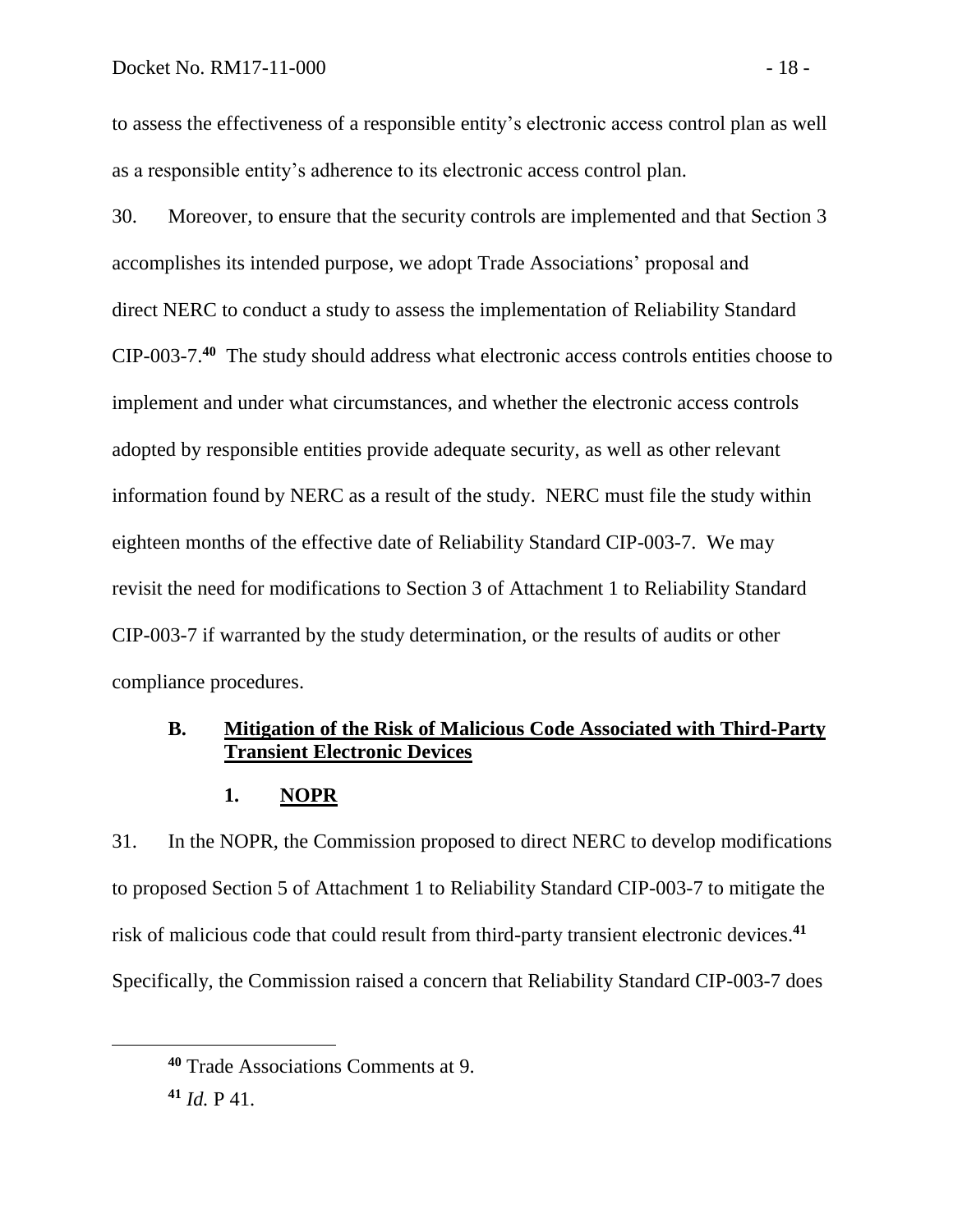to assess the effectiveness of a responsible entity's electronic access control plan as well as a responsible entity's adherence to its electronic access control plan.

30. Moreover, to ensure that the security controls are implemented and that Section 3 accomplishes its intended purpose, we adopt Trade Associations' proposal and direct NERC to conduct a study to assess the implementation of Reliability Standard CIP-003-7.[40] The study should address what electronic access controls entities choose to implement and under what circumstances, and whether the electronic access controls adopted by responsible entities provide adequate security, as well as other relevant information found by NERC as a result of the study. NERC must file the study within eighteen months of the effective date of Reliability Standard CIP-003-7. We may revisit the need for modifications to Section 3 of Attachment 1 to Reliability Standard CIP-003-7 if warranted by the study determination, or the results of audits or other compliance procedures.

### B. Mitigation of the Risk of Malicious Code Associated with Third-Party Transient Electronic Devices

#### 1. NOPR

31. In the NOPR, the Commission proposed to direct NERC to develop modifications to proposed Section 5 of Attachment 1 to Reliability Standard CIP-003-7 to mitigate the risk of malicious code that could result from third-party transient electronic devices.[41] Specifically, the Commission raised a concern that Reliability Standard CIP-003-7 does

[40] Trade Associations Comments at 9.

[41] *Id.* P 41.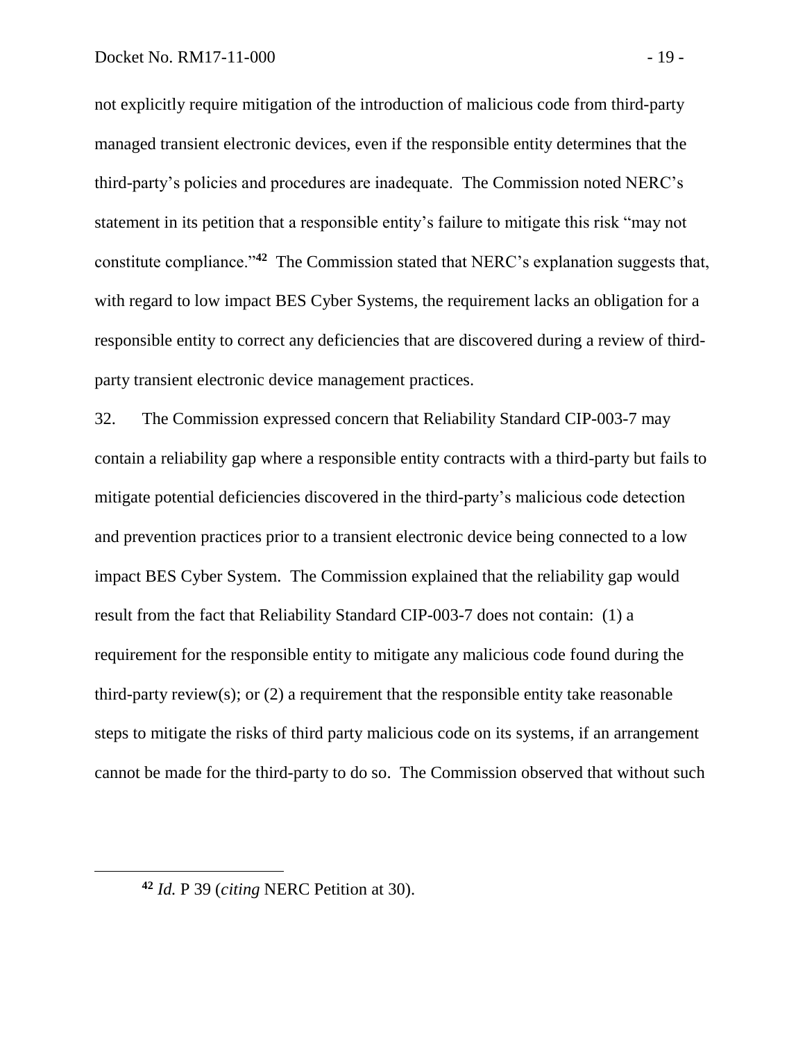not explicitly require mitigation of the introduction of malicious code from third-party managed transient electronic devices, even if the responsible entity determines that the third-party's policies and procedures are inadequate. The Commission noted NERC's statement in its petition that a responsible entity's failure to mitigate this risk "may not constitute compliance."[42] The Commission stated that NERC's explanation suggests that, with regard to low impact BES Cyber Systems, the requirement lacks an obligation for a responsible entity to correct any deficiencies that are discovered during a review of third-party transient electronic device management practices.

32. The Commission expressed concern that Reliability Standard CIP-003-7 may contain a reliability gap where a responsible entity contracts with a third-party but fails to mitigate potential deficiencies discovered in the third-party's malicious code detection and prevention practices prior to a transient electronic device being connected to a low impact BES Cyber System. The Commission explained that the reliability gap would result from the fact that Reliability Standard CIP-003-7 does not contain: (1) a requirement for the responsible entity to mitigate any malicious code found during the third-party review(s); or (2) a requirement that the responsible entity take reasonable steps to mitigate the risks of third party malicious code on its systems, if an arrangement cannot be made for the third-party to do so. The Commission observed that without such

---

[42] *Id.* P 39 (*citing* NERC Petition at 30).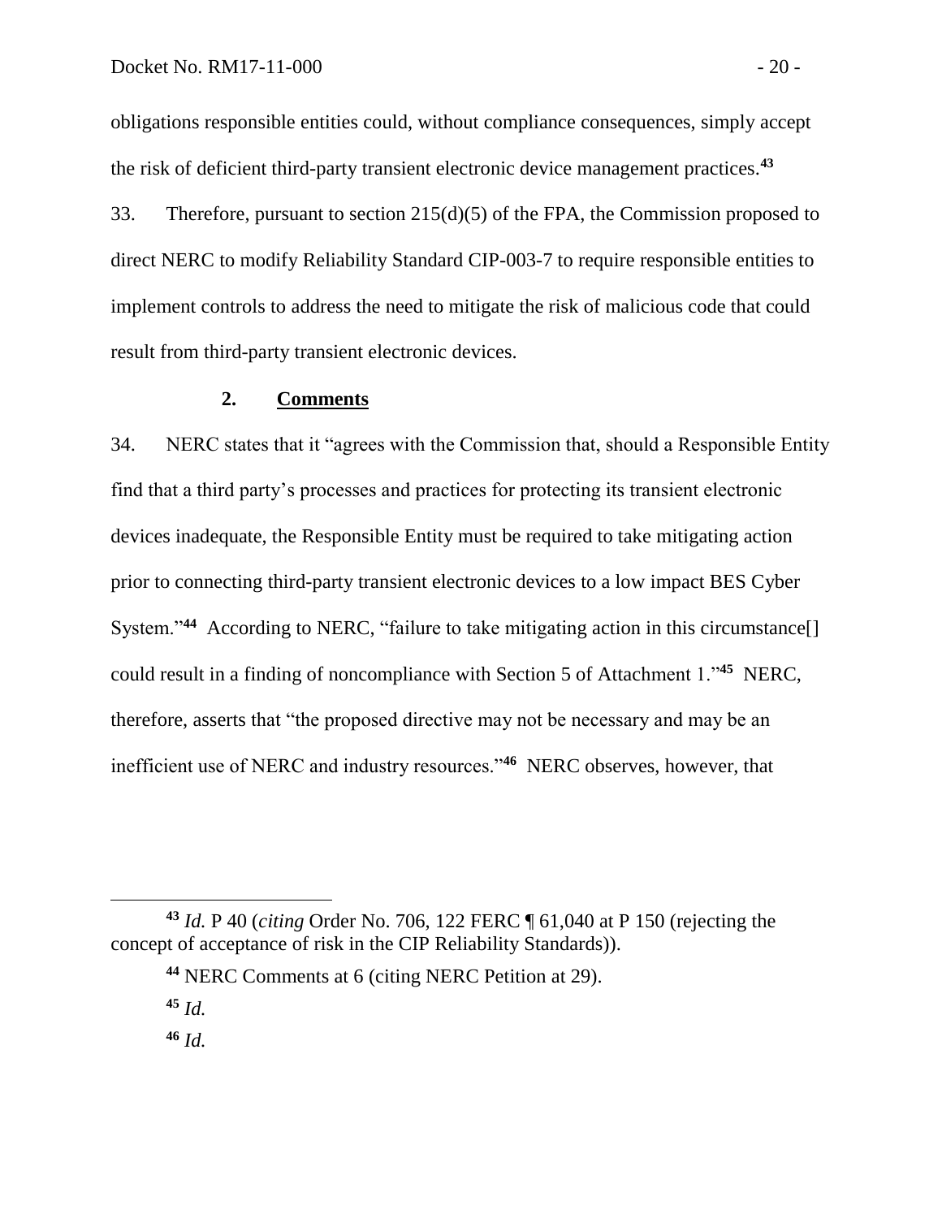obligations responsible entities could, without compliance consequences, simply accept the risk of deficient third-party transient electronic device management practices.[43]

33. Therefore, pursuant to section 215(d)(5) of the FPA, the Commission proposed to direct NERC to modify Reliability Standard CIP-003-7 to require responsible entities to implement controls to address the need to mitigate the risk of malicious code that could result from third-party transient electronic devices.

### 2. Comments

34. NERC states that it "agrees with the Commission that, should a Responsible Entity find that a third party's processes and practices for protecting its transient electronic devices inadequate, the Responsible Entity must be required to take mitigating action prior to connecting third-party transient electronic devices to a low impact BES Cyber System."[44] According to NERC, "failure to take mitigating action in this circumstance[] could result in a finding of noncompliance with Section 5 of Attachment 1."[45] NERC, therefore, asserts that "the proposed directive may not be necessary and may be an inefficient use of NERC and industry resources."[46] NERC observes, however, that

---

[43] *Id.* P 40 (*citing* Order No. 706, 122 FERC ¶ 61,040 at P 150 (rejecting the concept of acceptance of risk in the CIP Reliability Standards)).

[44] NERC Comments at 6 (citing NERC Petition at 29).

[45] *Id.*

[46] *Id.*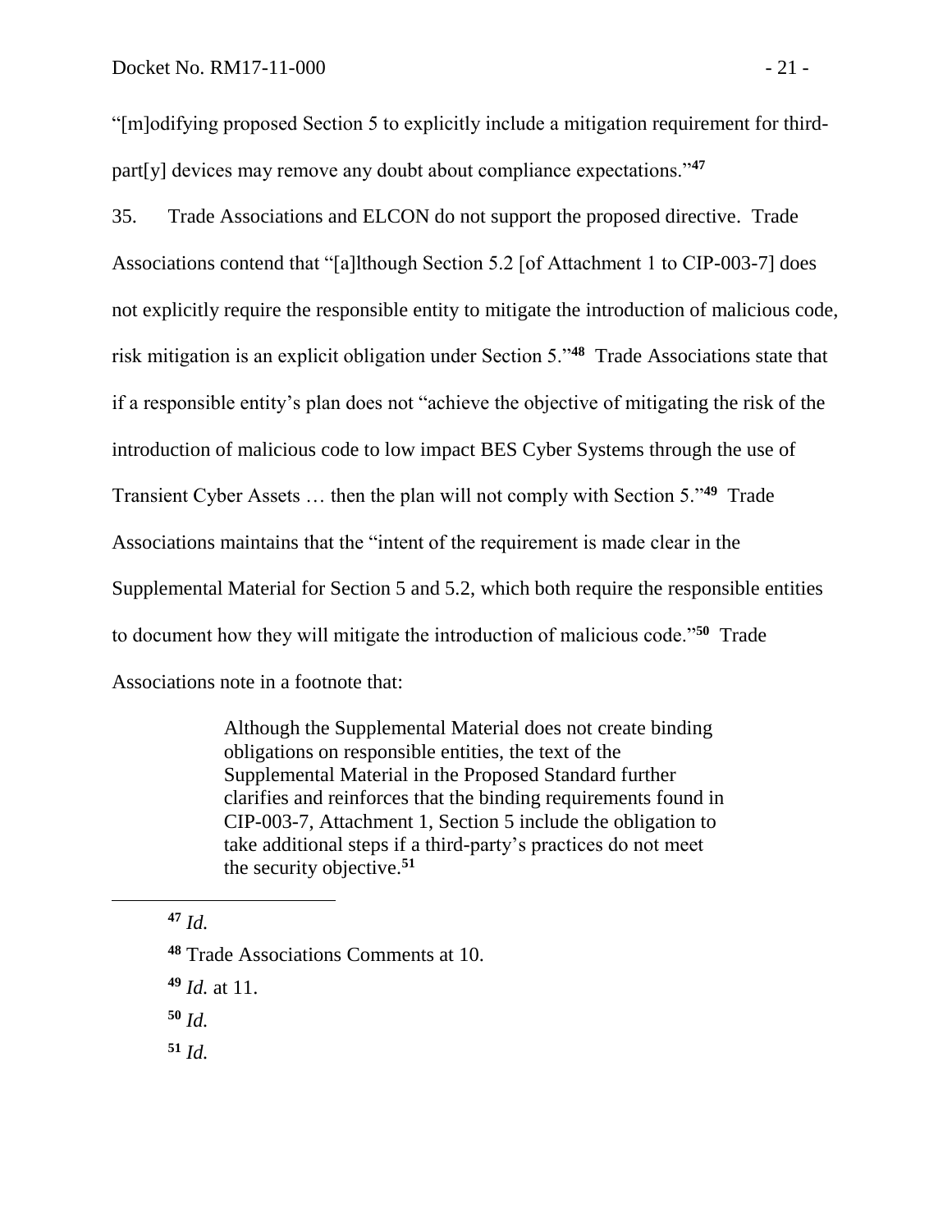"[m]odifying proposed Section 5 to explicitly include a mitigation requirement for third-part[y] devices may remove any doubt about compliance expectations."[47]

35. Trade Associations and ELCON do not support the proposed directive. Trade Associations contend that "[a]lthough Section 5.2 [of Attachment 1 to CIP-003-7] does not explicitly require the responsible entity to mitigate the introduction of malicious code, risk mitigation is an explicit obligation under Section 5."[48] Trade Associations state that if a responsible entity's plan does not "achieve the objective of mitigating the risk of the introduction of malicious code to low impact BES Cyber Systems through the use of Transient Cyber Assets … then the plan will not comply with Section 5."[49] Trade Associations maintains that the "intent of the requirement is made clear in the Supplemental Material for Section 5 and 5.2, which both require the responsible entities to document how they will mitigate the introduction of malicious code."[50] Trade Associations note in a footnote that:

> Although the Supplemental Material does not create binding obligations on responsible entities, the text of the Supplemental Material in the Proposed Standard further clarifies and reinforces that the binding requirements found in CIP-003-7, Attachment 1, Section 5 include the obligation to take additional steps if a third-party's practices do not meet the security objective.[51]

---

[47] *Id.*

[48] Trade Associations Comments at 10.

[49] *Id.* at 11.

[50] *Id.*

[51] *Id.*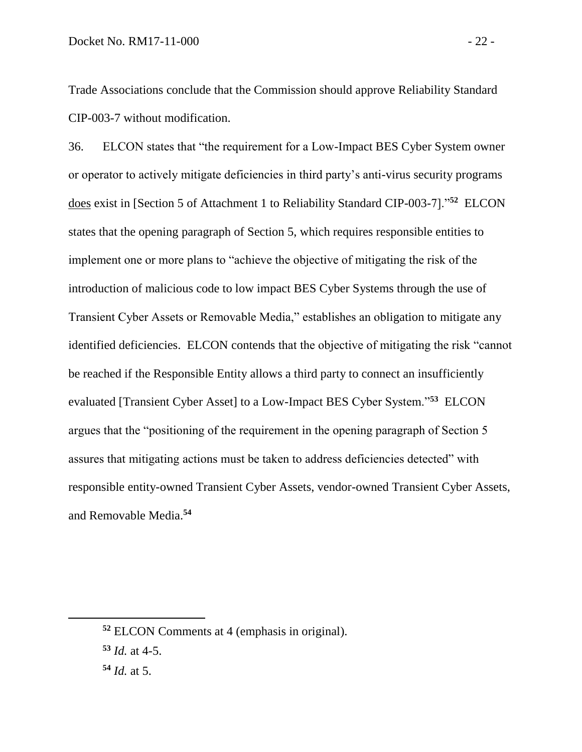Trade Associations conclude that the Commission should approve Reliability Standard CIP-003-7 without modification.

36. ELCON states that "the requirement for a Low-Impact BES Cyber System owner or operator to actively mitigate deficiencies in third party's anti-virus security programs does exist in [Section 5 of Attachment 1 to Reliability Standard CIP-003-7]."[52] ELCON states that the opening paragraph of Section 5, which requires responsible entities to implement one or more plans to "achieve the objective of mitigating the risk of the introduction of malicious code to low impact BES Cyber Systems through the use of Transient Cyber Assets or Removable Media," establishes an obligation to mitigate any identified deficiencies. ELCON contends that the objective of mitigating the risk "cannot be reached if the Responsible Entity allows a third party to connect an insufficiently evaluated [Transient Cyber Asset] to a Low-Impact BES Cyber System."[53] ELCON argues that the "positioning of the requirement in the opening paragraph of Section 5 assures that mitigating actions must be taken to address deficiencies detected" with responsible entity-owned Transient Cyber Assets, vendor-owned Transient Cyber Assets, and Removable Media.[54]

---

[52] ELCON Comments at 4 (emphasis in original).

[53] *Id.* at 4-5.

[54] *Id.* at 5.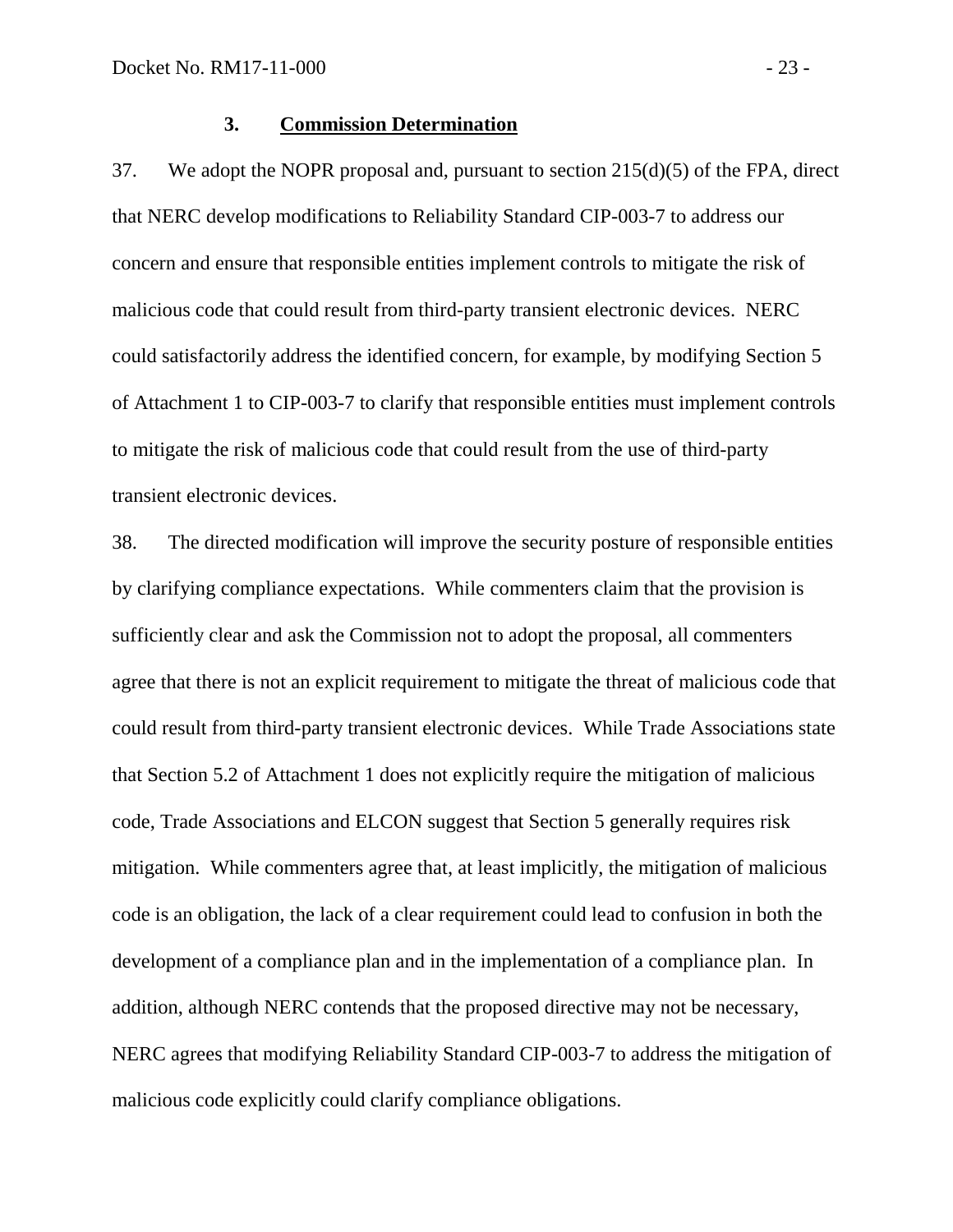### 3. Commission Determination

37. We adopt the NOPR proposal and, pursuant to section 215(d)(5) of the FPA, direct that NERC develop modifications to Reliability Standard CIP-003-7 to address our concern and ensure that responsible entities implement controls to mitigate the risk of malicious code that could result from third-party transient electronic devices. NERC could satisfactorily address the identified concern, for example, by modifying Section 5 of Attachment 1 to CIP-003-7 to clarify that responsible entities must implement controls to mitigate the risk of malicious code that could result from the use of third-party transient electronic devices.

38. The directed modification will improve the security posture of responsible entities by clarifying compliance expectations. While commenters claim that the provision is sufficiently clear and ask the Commission not to adopt the proposal, all commenters agree that there is not an explicit requirement to mitigate the threat of malicious code that could result from third-party transient electronic devices. While Trade Associations state that Section 5.2 of Attachment 1 does not explicitly require the mitigation of malicious code, Trade Associations and ELCON suggest that Section 5 generally requires risk mitigation. While commenters agree that, at least implicitly, the mitigation of malicious code is an obligation, the lack of a clear requirement could lead to confusion in both the development of a compliance plan and in the implementation of a compliance plan. In addition, although NERC contends that the proposed directive may not be necessary, NERC agrees that modifying Reliability Standard CIP-003-7 to address the mitigation of malicious code explicitly could clarify compliance obligations.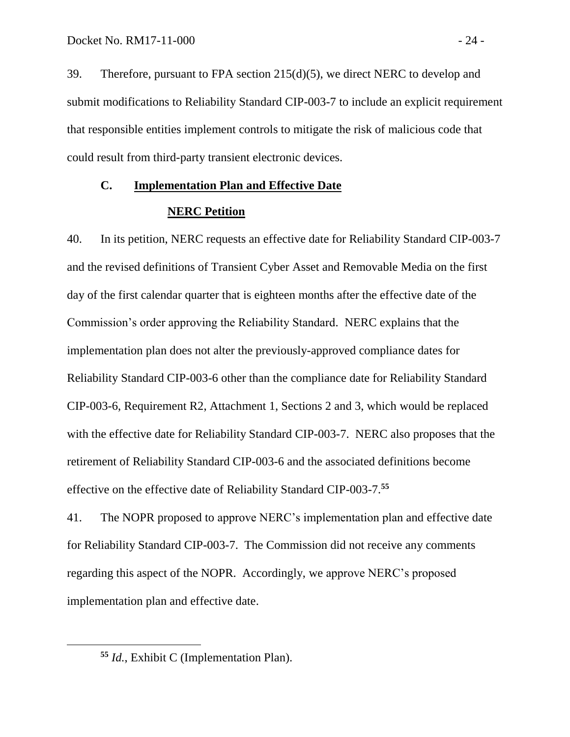39. Therefore, pursuant to FPA section 215(d)(5), we direct NERC to develop and submit modifications to Reliability Standard CIP-003-7 to include an explicit requirement that responsible entities implement controls to mitigate the risk of malicious code that could result from third-party transient electronic devices.

### C. Implementation Plan and Effective Date

#### NERC Petition

40. In its petition, NERC requests an effective date for Reliability Standard CIP-003-7 and the revised definitions of Transient Cyber Asset and Removable Media on the first day of the first calendar quarter that is eighteen months after the effective date of the Commission's order approving the Reliability Standard. NERC explains that the implementation plan does not alter the previously-approved compliance dates for Reliability Standard CIP-003-6 other than the compliance date for Reliability Standard CIP-003-6, Requirement R2, Attachment 1, Sections 2 and 3, which would be replaced with the effective date for Reliability Standard CIP-003-7. NERC also proposes that the retirement of Reliability Standard CIP-003-6 and the associated definitions become effective on the effective date of Reliability Standard CIP-003-7.[55]

41. The NOPR proposed to approve NERC's implementation plan and effective date for Reliability Standard CIP-003-7. The Commission did not receive any comments regarding this aspect of the NOPR. Accordingly, we approve NERC's proposed implementation plan and effective date.

---

[55] *Id.*, Exhibit C (Implementation Plan).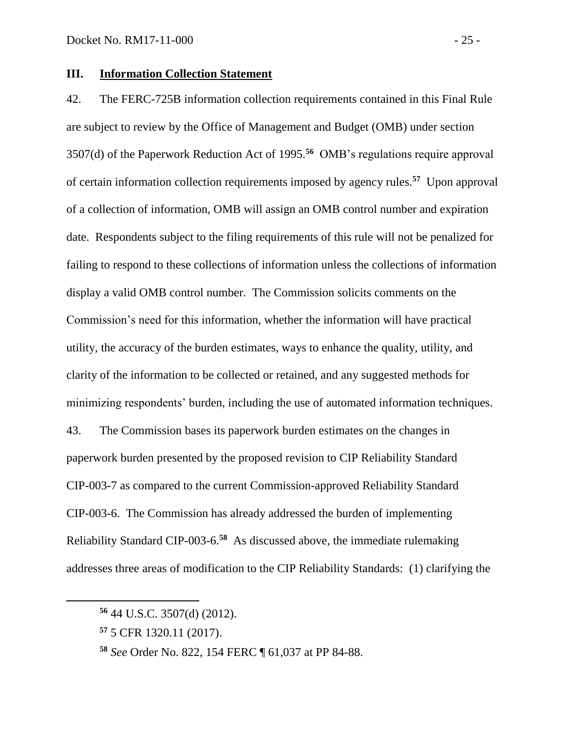## III. Information Collection Statement

42. The FERC-725B information collection requirements contained in this Final Rule are subject to review by the Office of Management and Budget (OMB) under section 3507(d) of the Paperwork Reduction Act of 1995.[56] OMB's regulations require approval of certain information collection requirements imposed by agency rules.[57] Upon approval of a collection of information, OMB will assign an OMB control number and expiration date. Respondents subject to the filing requirements of this rule will not be penalized for failing to respond to these collections of information unless the collections of information display a valid OMB control number. The Commission solicits comments on the Commission's need for this information, whether the information will have practical utility, the accuracy of the burden estimates, ways to enhance the quality, utility, and clarity of the information to be collected or retained, and any suggested methods for minimizing respondents' burden, including the use of automated information techniques.

43. The Commission bases its paperwork burden estimates on the changes in paperwork burden presented by the proposed revision to CIP Reliability Standard CIP-003-7 as compared to the current Commission-approved Reliability Standard CIP-003-6. The Commission has already addressed the burden of implementing Reliability Standard CIP-003-6.[58] As discussed above, the immediate rulemaking addresses three areas of modification to the CIP Reliability Standards: (1) clarifying the

---

[56] 44 U.S.C. 3507(d) (2012).

[57] 5 CFR 1320.11 (2017).

[58] *See* Order No. 822, 154 FERC ¶ 61,037 at PP 84-88.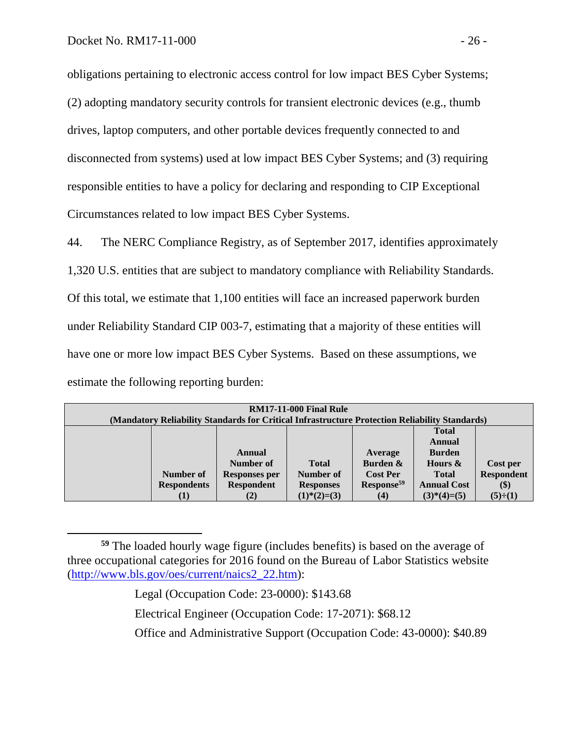obligations pertaining to electronic access control for low impact BES Cyber Systems; (2) adopting mandatory security controls for transient electronic devices (e.g., thumb drives, laptop computers, and other portable devices frequently connected to and disconnected from systems) used at low impact BES Cyber Systems; and (3) requiring responsible entities to have a policy for declaring and responding to CIP Exceptional Circumstances related to low impact BES Cyber Systems.

44. The NERC Compliance Registry, as of September 2017, identifies approximately 1,320 U.S. entities that are subject to mandatory compliance with Reliability Standards. Of this total, we estimate that 1,100 entities will face an increased paperwork burden under Reliability Standard CIP 003-7, estimating that a majority of these entities will have one or more low impact BES Cyber Systems. Based on these assumptions, we estimate the following reporting burden:

| **RM17-11-000 Final Rule (Mandatory Reliability Standards for Critical Infrastructure Protection Reliability Standards)** | | | | | | |
|---|---|---|---|---|---|---|
| | **Number of Respondents (1)** | **Annual Number of Responses per Respondent (2)** | **Total Number of Responses (1)\*(2)=(3)** | **Average Burden & Cost Per Response[59] (4)** | **Total Annual Burden Hours & Total Annual Cost (3)\*(4)=(5)** | **Cost per Respondent ($) (5)÷(1)** |

[59] The loaded hourly wage figure (includes benefits) is based on the average of three occupational categories for 2016 found on the Bureau of Labor Statistics website (http://www.bls.gov/oes/current/naics2_22.htm):

Legal (Occupation Code: 23-0000): $143.68

Electrical Engineer (Occupation Code: 17-2071): $68.12

Office and Administrative Support (Occupation Code: 43-0000): $40.89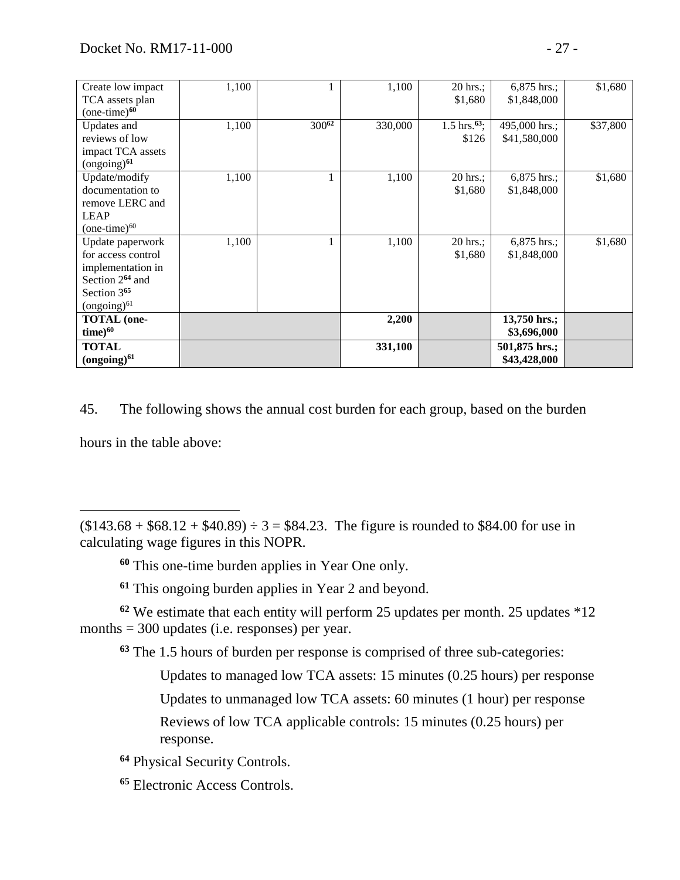| | | | | | | |
|---|---|---|---|---|---|---|
| Create low impact TCA assets plan (one-time)[60] | 1,100 | 1 | 1,100 | 20 hrs.; $1,680 | 6,875 hrs.; $1,848,000 | $1,680 |
| Updates and reviews of low impact TCA assets (ongoing)[61] | 1,100 | 300[62] | 330,000 | 1.5 hrs.[63]; $126 | 495,000 hrs.; $41,580,000 | $37,800 |
| Update/modify documentation to remove LERC and LEAP (one-time)[60] | 1,100 | 1 | 1,100 | 20 hrs.; $1,680 | 6,875 hrs.; $1,848,000 | $1,680 |
| Update paperwork for access control implementation in Section 2[64] and Section 3[65] (ongoing)[61] | 1,100 | 1 | 1,100 | 20 hrs.; $1,680 | 6,875 hrs.; $1,848,000 | $1,680 |
| **TOTAL (one-time)[60]** | | | **2,200** | | **13,750 hrs.; $3,696,000** | |
| **TOTAL (ongoing)[61]** | | | **331,100** | | **501,875 hrs.; $43,428,000** | |

45. The following shows the annual cost burden for each group, based on the burden hours in the table above:

---

($143.68 + $68.12 + $40.89) ÷ 3 = $84.23. The figure is rounded to $84.00 for use in calculating wage figures in this NOPR.

[60] This one-time burden applies in Year One only.

[61] This ongoing burden applies in Year 2 and beyond.

[62] We estimate that each entity will perform 25 updates per month. 25 updates *12 months = 300 updates (i.e. responses) per year.

[63] The 1.5 hours of burden per response is comprised of three sub-categories:

Updates to managed low TCA assets: 15 minutes (0.25 hours) per response

Updates to unmanaged low TCA assets: 60 minutes (1 hour) per response

Reviews of low TCA applicable controls: 15 minutes (0.25 hours) per response.

[64] Physical Security Controls.

[65] Electronic Access Controls.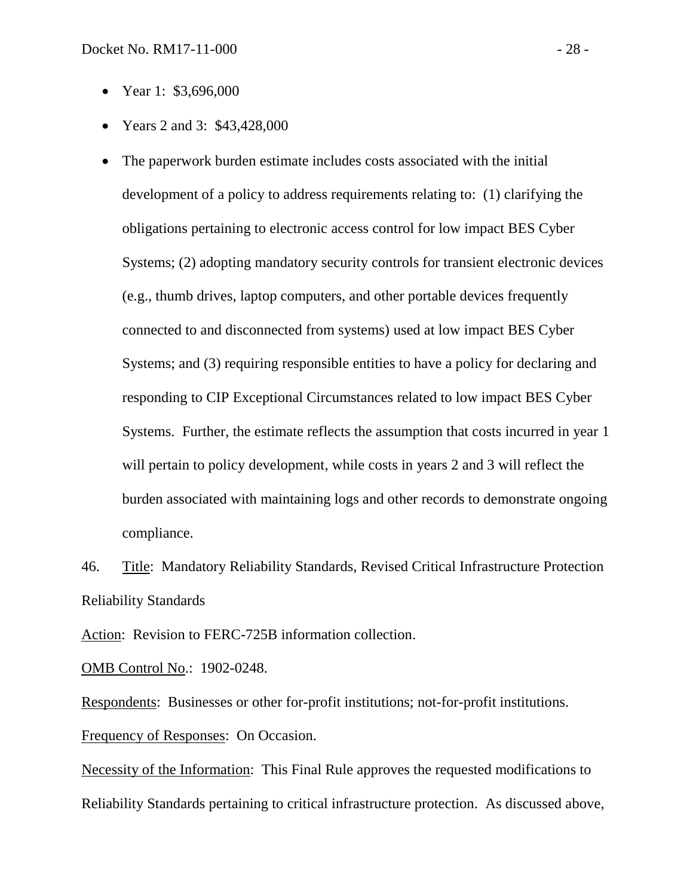- Year 1: $3,696,000
- Years 2 and 3: $43,428,000
- The paperwork burden estimate includes costs associated with the initial development of a policy to address requirements relating to: (1) clarifying the obligations pertaining to electronic access control for low impact BES Cyber Systems; (2) adopting mandatory security controls for transient electronic devices (e.g., thumb drives, laptop computers, and other portable devices frequently connected to and disconnected from systems) used at low impact BES Cyber Systems; and (3) requiring responsible entities to have a policy for declaring and responding to CIP Exceptional Circumstances related to low impact BES Cyber Systems. Further, the estimate reflects the assumption that costs incurred in year 1 will pertain to policy development, while costs in years 2 and 3 will reflect the burden associated with maintaining logs and other records to demonstrate ongoing compliance.

46. Title: Mandatory Reliability Standards, Revised Critical Infrastructure Protection Reliability Standards

Action: Revision to FERC-725B information collection.

OMB Control No.: 1902-0248.

Respondents: Businesses or other for-profit institutions; not-for-profit institutions.

Frequency of Responses: On Occasion.

Necessity of the Information: This Final Rule approves the requested modifications to Reliability Standards pertaining to critical infrastructure protection. As discussed above,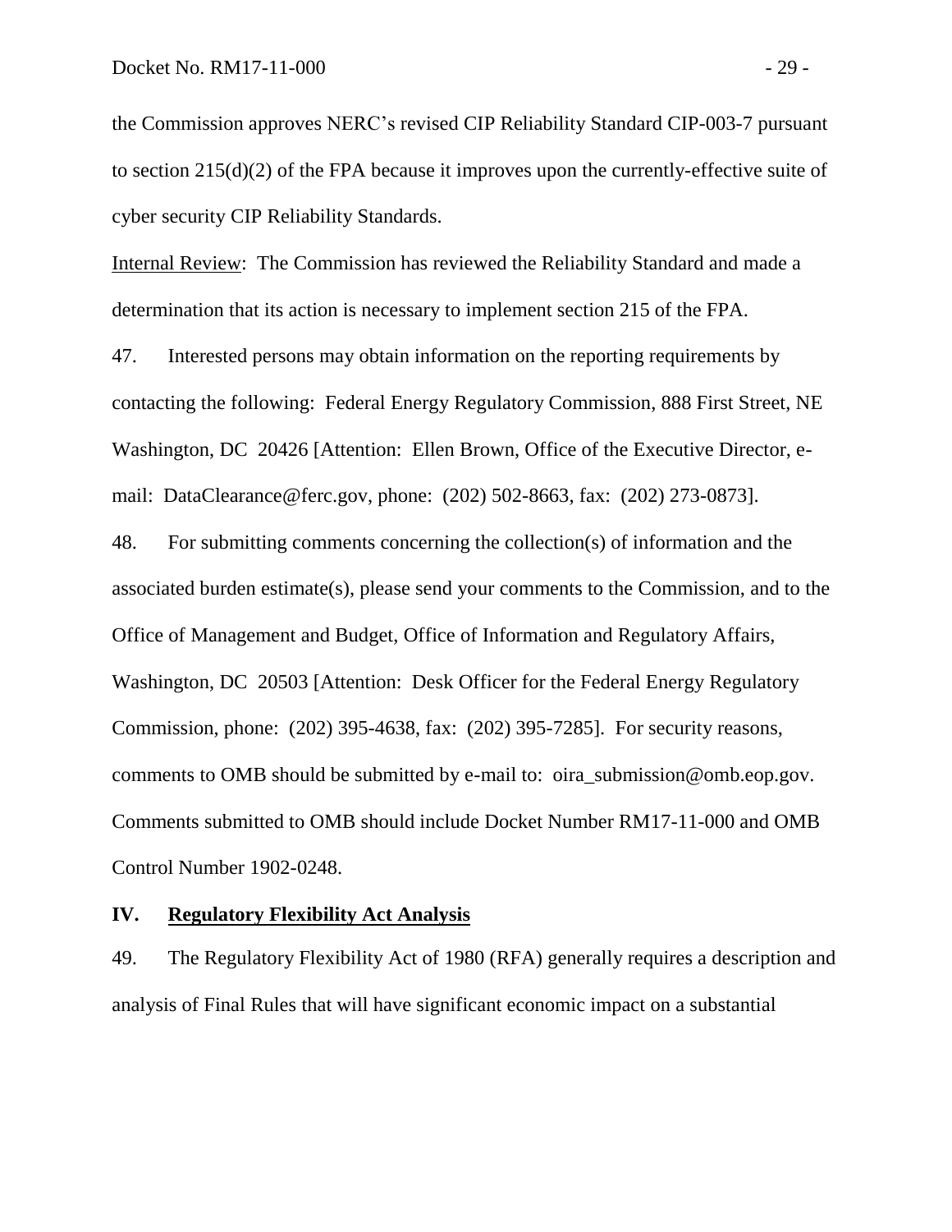the Commission approves NERC's revised CIP Reliability Standard CIP-003-7 pursuant to section 215(d)(2) of the FPA because it improves upon the currently-effective suite of cyber security CIP Reliability Standards.

Internal Review: The Commission has reviewed the Reliability Standard and made a determination that its action is necessary to implement section 215 of the FPA.

47. Interested persons may obtain information on the reporting requirements by contacting the following: Federal Energy Regulatory Commission, 888 First Street, NE Washington, DC 20426 [Attention: Ellen Brown, Office of the Executive Director, e-mail: DataClearance@ferc.gov, phone: (202) 502-8663, fax: (202) 273-0873].

48. For submitting comments concerning the collection(s) of information and the associated burden estimate(s), please send your comments to the Commission, and to the Office of Management and Budget, Office of Information and Regulatory Affairs, Washington, DC 20503 [Attention: Desk Officer for the Federal Energy Regulatory Commission, phone: (202) 395-4638, fax: (202) 395-7285]. For security reasons, comments to OMB should be submitted by e-mail to: oira_submission@omb.eop.gov. Comments submitted to OMB should include Docket Number RM17-11-000 and OMB Control Number 1902-0248.

## IV. Regulatory Flexibility Act Analysis

49. The Regulatory Flexibility Act of 1980 (RFA) generally requires a description and analysis of Final Rules that will have significant economic impact on a substantial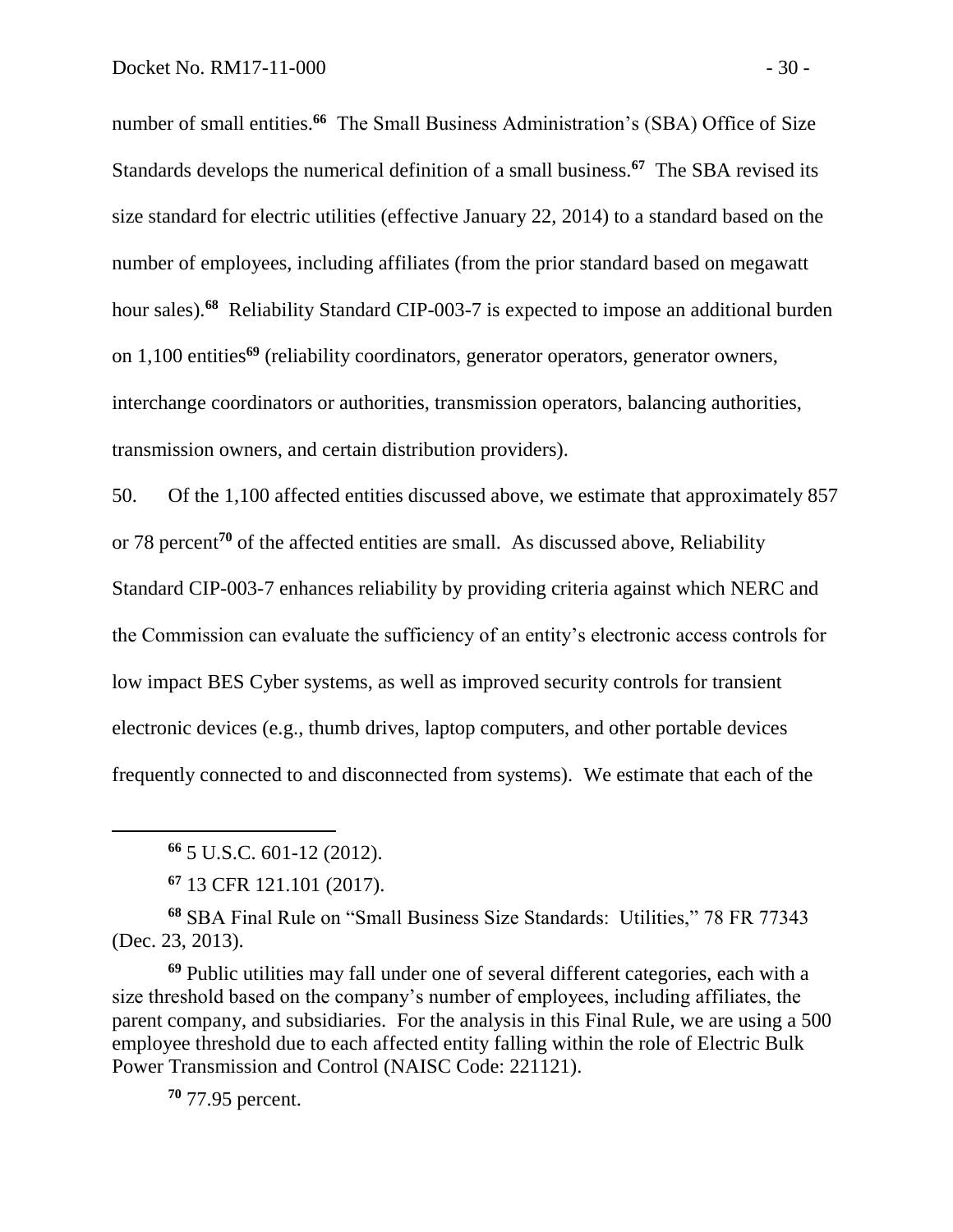number of small entities.[66] The Small Business Administration's (SBA) Office of Size Standards develops the numerical definition of a small business.[67] The SBA revised its size standard for electric utilities (effective January 22, 2014) to a standard based on the number of employees, including affiliates (from the prior standard based on megawatt hour sales).[68] Reliability Standard CIP-003-7 is expected to impose an additional burden on 1,100 entities[69] (reliability coordinators, generator operators, generator owners, interchange coordinators or authorities, transmission operators, balancing authorities, transmission owners, and certain distribution providers).

50. Of the 1,100 affected entities discussed above, we estimate that approximately 857 or 78 percent[70] of the affected entities are small. As discussed above, Reliability Standard CIP-003-7 enhances reliability by providing criteria against which NERC and the Commission can evaluate the sufficiency of an entity's electronic access controls for low impact BES Cyber systems, as well as improved security controls for transient electronic devices (e.g., thumb drives, laptop computers, and other portable devices frequently connected to and disconnected from systems). We estimate that each of the

---

[66] 5 U.S.C. 601-12 (2012).

[67] 13 CFR 121.101 (2017).

[68] SBA Final Rule on "Small Business Size Standards: Utilities," 78 FR 77343 (Dec. 23, 2013).

[69] Public utilities may fall under one of several different categories, each with a size threshold based on the company's number of employees, including affiliates, the parent company, and subsidiaries. For the analysis in this Final Rule, we are using a 500 employee threshold due to each affected entity falling within the role of Electric Bulk Power Transmission and Control (NAISC Code: 221121).

[70] 77.95 percent.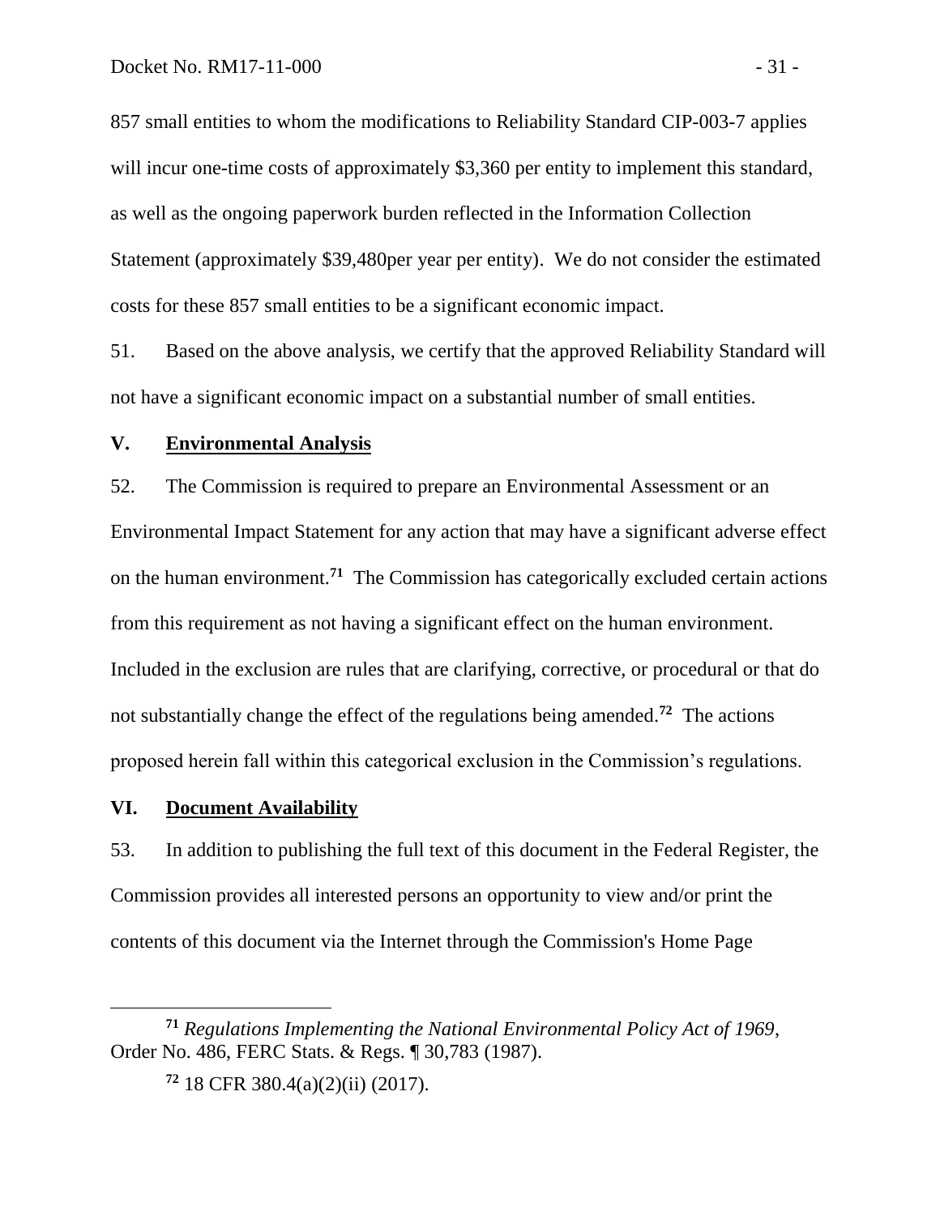857 small entities to whom the modifications to Reliability Standard CIP-003-7 applies will incur one-time costs of approximately $3,360 per entity to implement this standard, as well as the ongoing paperwork burden reflected in the Information Collection Statement (approximately $39,480per year per entity). We do not consider the estimated costs for these 857 small entities to be a significant economic impact.

51. Based on the above analysis, we certify that the approved Reliability Standard will not have a significant economic impact on a substantial number of small entities.

## V. Environmental Analysis

52. The Commission is required to prepare an Environmental Assessment or an Environmental Impact Statement for any action that may have a significant adverse effect on the human environment.[71] The Commission has categorically excluded certain actions from this requirement as not having a significant effect on the human environment. Included in the exclusion are rules that are clarifying, corrective, or procedural or that do not substantially change the effect of the regulations being amended.[72] The actions proposed herein fall within this categorical exclusion in the Commission's regulations.

## VI. Document Availability

53. In addition to publishing the full text of this document in the Federal Register, the Commission provides all interested persons an opportunity to view and/or print the contents of this document via the Internet through the Commission's Home Page

---

[71] *Regulations Implementing the National Environmental Policy Act of 1969*, Order No. 486, FERC Stats. & Regs. ¶ 30,783 (1987).

[72] 18 CFR 380.4(a)(2)(ii) (2017).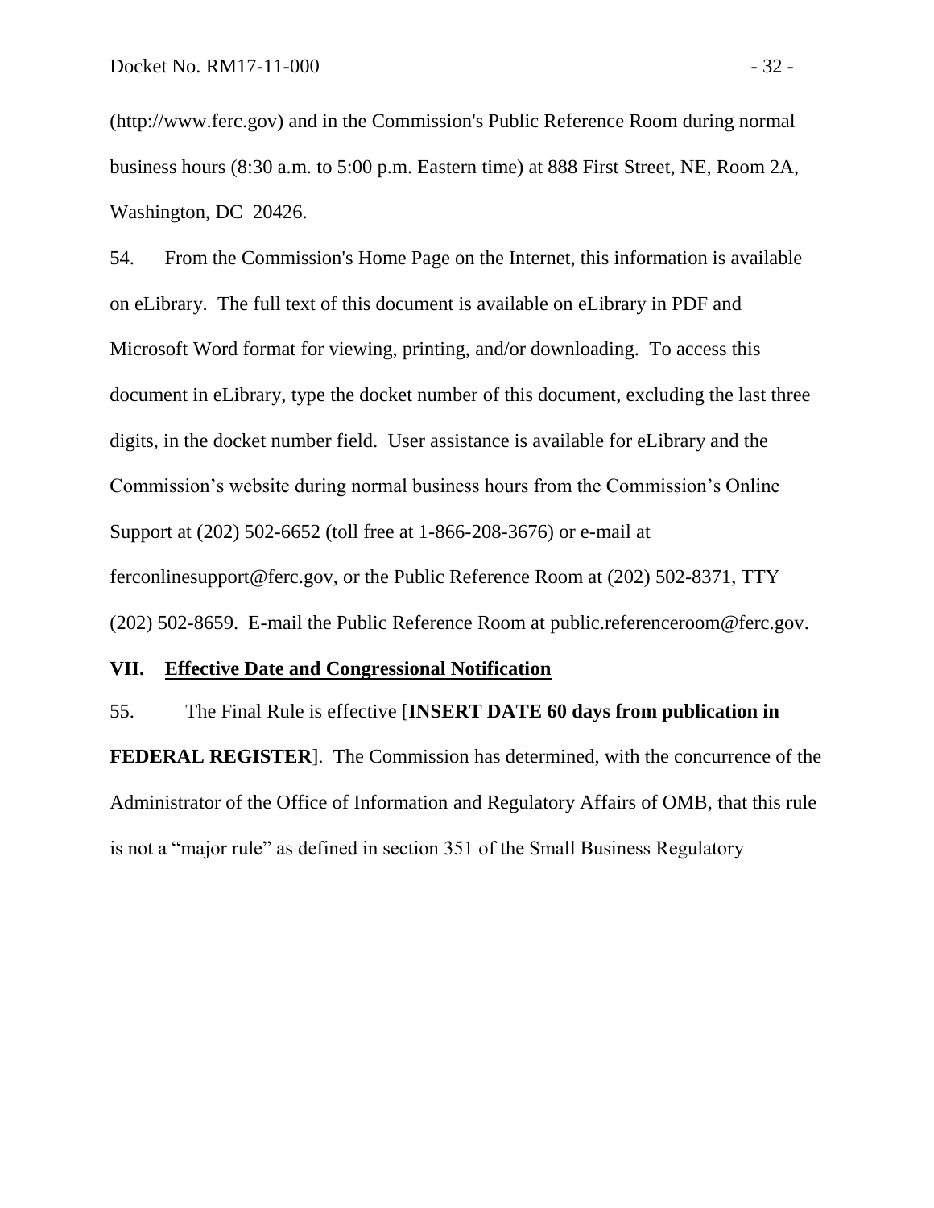(http://www.ferc.gov) and in the Commission's Public Reference Room during normal business hours (8:30 a.m. to 5:00 p.m. Eastern time) at 888 First Street, NE, Room 2A, Washington, DC 20426.

54. From the Commission's Home Page on the Internet, this information is available on eLibrary. The full text of this document is available on eLibrary in PDF and Microsoft Word format for viewing, printing, and/or downloading. To access this document in eLibrary, type the docket number of this document, excluding the last three digits, in the docket number field. User assistance is available for eLibrary and the Commission's website during normal business hours from the Commission's Online Support at (202) 502-6652 (toll free at 1-866-208-3676) or e-mail at ferconlinesupport@ferc.gov, or the Public Reference Room at (202) 502-8371, TTY (202) 502-8659. E-mail the Public Reference Room at public.referenceroom@ferc.gov.

## VII. Effective Date and Congressional Notification

55. The Final Rule is effective [**INSERT DATE 60 days from publication in FEDERAL REGISTER**]. The Commission has determined, with the concurrence of the Administrator of the Office of Information and Regulatory Affairs of OMB, that this rule is not a "major rule" as defined in section 351 of the Small Business Regulatory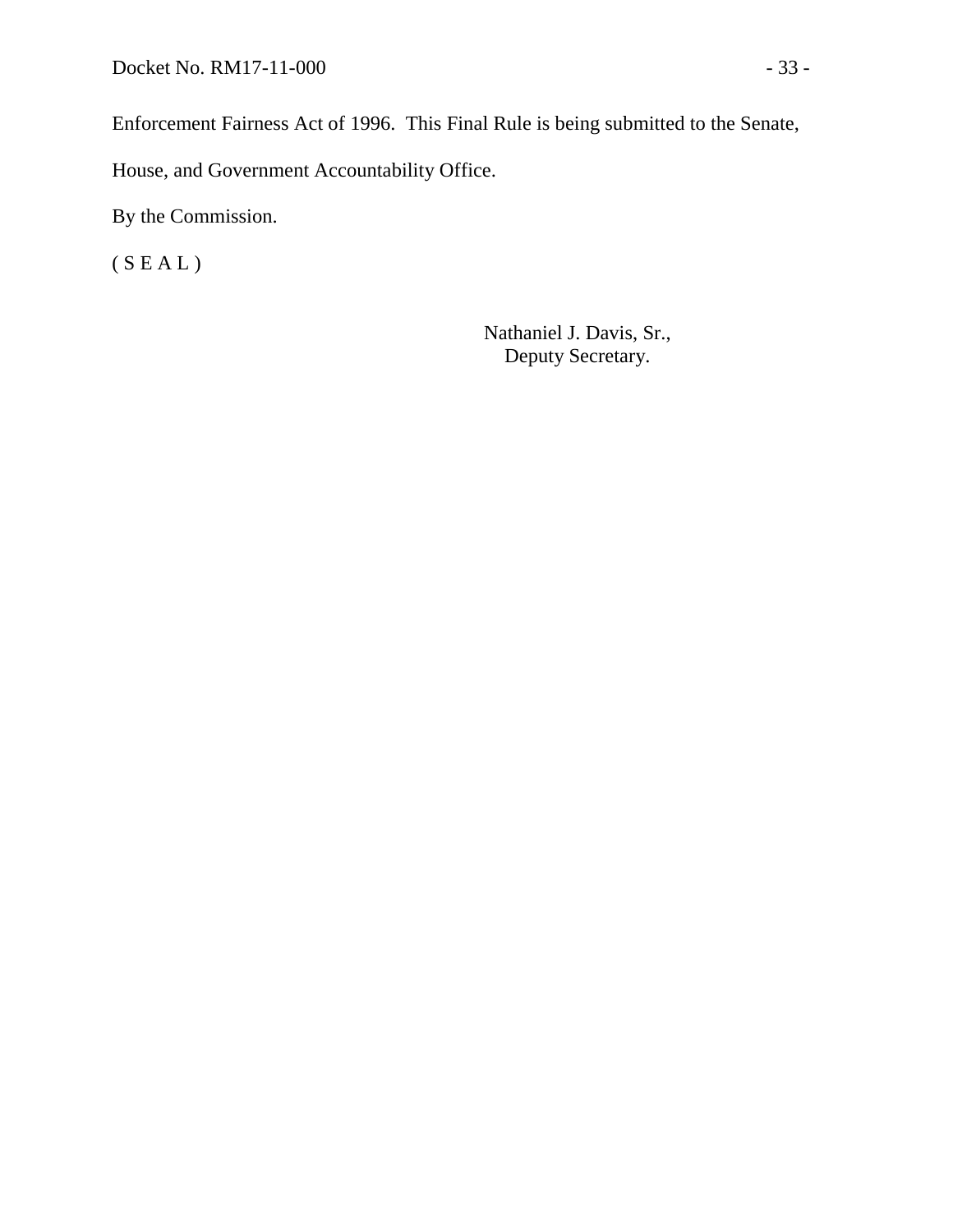Enforcement Fairness Act of 1996. This Final Rule is being submitted to the Senate, House, and Government Accountability Office.

By the Commission.

( S E A L )

Nathaniel J. Davis, Sr.,
Deputy Secretary.